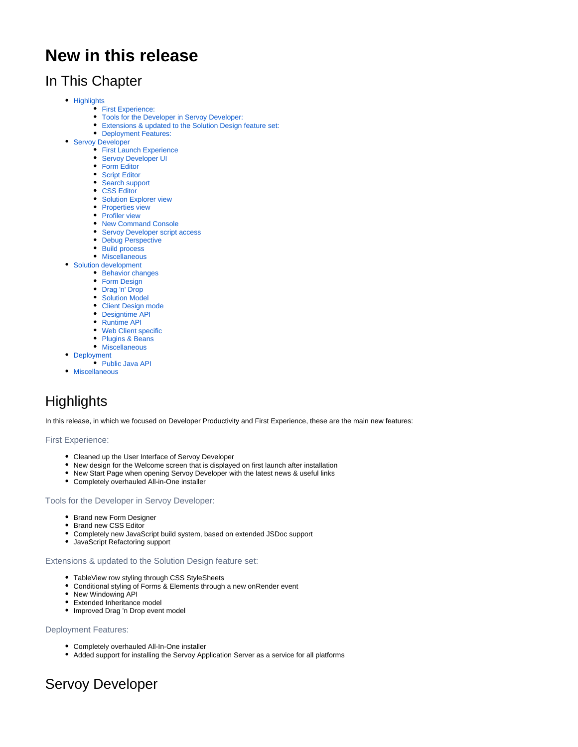# New in this release

## In This Chapter

- Highlights
  - First Experience:
  - Tools for the Developer in Servoy Developer:
  - Extensions & updated to the Solution Design feature set:
  - Deployment Features:
- Servoy Developer
  - First Launch Experience
  - Servoy Developer UI
  - Form Editor
  - Script Editor
  - Search support
  - CSS Editor
  - Solution Explorer view
  - Properties view
  - Profiler view
  - New Command Console
  - Servoy Developer script access
  - Debug Perspective
  - Build process
  - Miscellaneous
- Solution development
  - Behavior changes
  - Form Design
  - Drag 'n' Drop
  - Solution Model
  - Client Design mode
  - Designtime API
  - Runtime API
  - Web Client specific
  - Plugins & Beans
  - Miscellaneous
- Deployment
  - Public Java API
- Miscellaneous

## Highlights

In this release, in which we focused on Developer Productivity and First Experience, these are the main new features:

### First Experience:

- Cleaned up the User Interface of Servoy Developer
- New design for the Welcome screen that is displayed on first launch after installation
- New Start Page when opening Servoy Developer with the latest news & useful links
- Completely overhauled All-in-One installer

### Tools for the Developer in Servoy Developer:

- Brand new Form Designer
- Brand new CSS Editor
- Completely new JavaScript build system, based on extended JSDoc support
- JavaScript Refactoring support

### Extensions & updated to the Solution Design feature set:

- TableView row styling through CSS StyleSheets
- Conditional styling of Forms & Elements through a new onRender event
- New Windowing API
- Extended Inheritance model
- Improved Drag 'n Drop event model

### Deployment Features:

- Completely overhauled All-In-One installer
- Added support for installing the Servoy Application Server as a service for all platforms

## Servoy Developer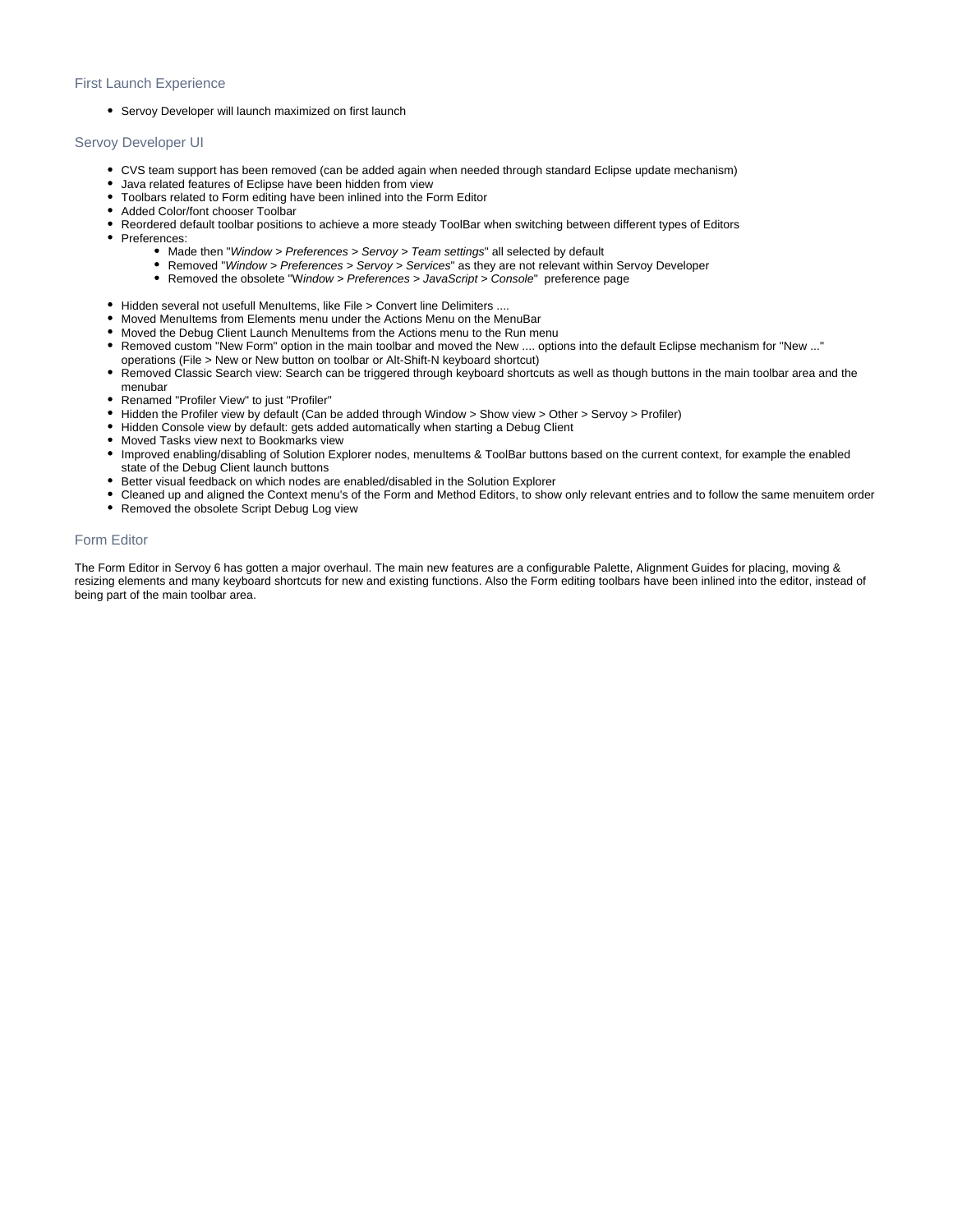### First Launch Experience

- Servoy Developer will launch maximized on first launch

### Servoy Developer UI

- CVS team support has been removed (can be added again when needed through standard Eclipse update mechanism)
- Java related features of Eclipse have been hidden from view
- Toolbars related to Form editing have been inlined into the Form Editor
- Added Color/font chooser Toolbar
- Reordered default toolbar positions to achieve a more steady ToolBar when switching between different types of Editors
- Preferences:
  - Made then "*Window > Preferences > Servoy > Team settings*" all selected by default
  - Removed "*Window > Preferences > Servoy > Services*" as they are not relevant within Servoy Developer
  - Removed the obsolete "*Window > Preferences > JavaScript > Console*"  preference page

- Hidden several not usefull MenuItems, like File > Convert line Delimiters ....
- Moved MenuItems from Elements menu under the Actions Menu on the MenuBar
- Moved the Debug Client Launch MenuItems from the Actions menu to the Run menu
- Removed custom "New Form" option in the main toolbar and moved the New .... options into the default Eclipse mechanism for "New ..." operations (File > New or New button on toolbar or Alt-Shift-N keyboard shortcut)
- Removed Classic Search view: Search can be triggered through keyboard shortcuts as well as though buttons in the main toolbar area and the menubar
- Renamed "Profiler View" to just "Profiler"
- Hidden the Profiler view by default (Can be added through Window > Show view > Other > Servoy > Profiler)
- Hidden Console view by default: gets added automatically when starting a Debug Client
- Moved Tasks view next to Bookmarks view
- Improved enabling/disabling of Solution Explorer nodes, menuItems & ToolBar buttons based on the current context, for example the enabled state of the Debug Client launch buttons
- Better visual feedback on which nodes are enabled/disabled in the Solution Explorer
- Cleaned up and aligned the Context menu's of the Form and Method Editors, to show only relevant entries and to follow the same menuitem order
- Removed the obsolete Script Debug Log view

### Form Editor

The Form Editor in Servoy 6 has gotten a major overhaul. The main new features are a configurable Palette, Alignment Guides for placing, moving & resizing elements and many keyboard shortcuts for new and existing functions. Also the Form editing toolbars have been inlined into the editor, instead of being part of the main toolbar area.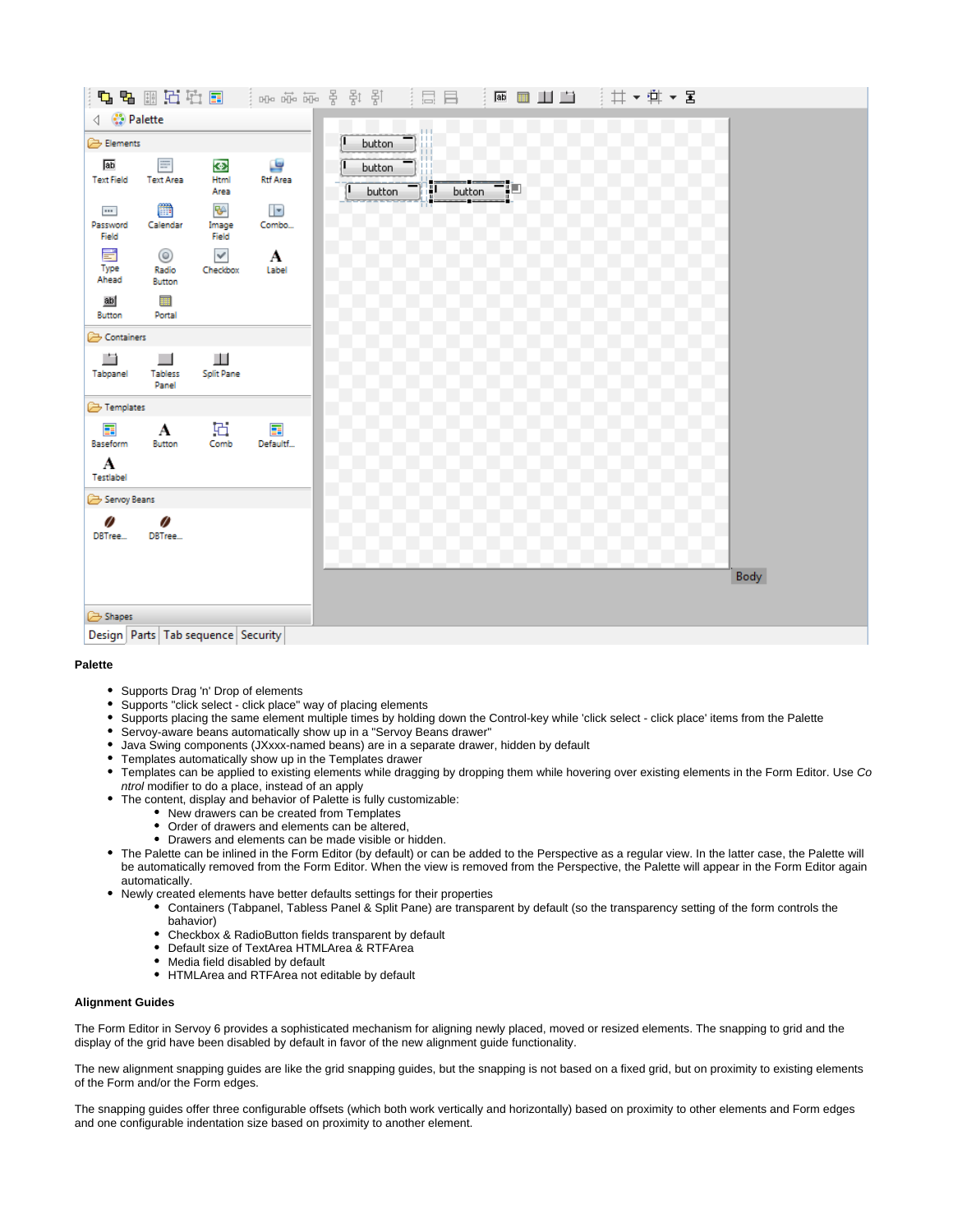**Palette**

- Supports Drag 'n' Drop of elements
- Supports "click select - click place" way of placing elements
- Supports placing the same element multiple times by holding down the Control-key while 'click select - click place' items from the Palette
- Servoy-aware beans automatically show up in a "Servoy Beans drawer"
- Java Swing components (JXxxx-named beans) are in a separate drawer, hidden by default
- Templates automatically show up in the Templates drawer
- Templates can be applied to existing elements while dragging by dropping them while hovering over existing elements in the Form Editor. Use *Control* modifier to do a replace, instead of an apply
- The content, display and behavior of Palette is fully customizable:
  - New drawers can be created from Templates
  - Order of drawers and elements can be altered,
  - Drawers and elements can be made visible or hidden.
- The Palette can be inlined in the Form Editor (by default) or can be added to the Perspective as a regular view. In the latter case, the Palette will be automatically removed from the Form Editor. When the view is removed from the Perspective, the Palette will appear in the Form Editor again automatically.
- Newly created elements have better defaults settings for their properties
  - Containers (Tabpanel, Tabless Panel & Split Pane) are transparent by default (so the transparency setting of the form controls the bahavior)
  - Checkbox & RadioButton fields transparent by default
  - Default size of TextArea HTMLArea & RTFArea
  - Media field disabled by default
  - HTMLArea and RTFArea not editable by default

**Alignment Guides**

The Form Editor in Servoy 6 provides a sophisticated mechanism for aligning newly placed, moved or resized elements. The snapping to grid and the display of the grid have been disabled by default in favor of the new alignment guide functionality.

The new alignment snapping guides are like the grid snapping guides, but the snapping is not based on a fixed grid, but on proximity to existing elements of the Form and/or the Form edges.

The snapping guides offer three configurable offsets (which both work vertically and horizontally) based on proximity to other elements and Form edges and one configurable indentation size based on proximity to another element.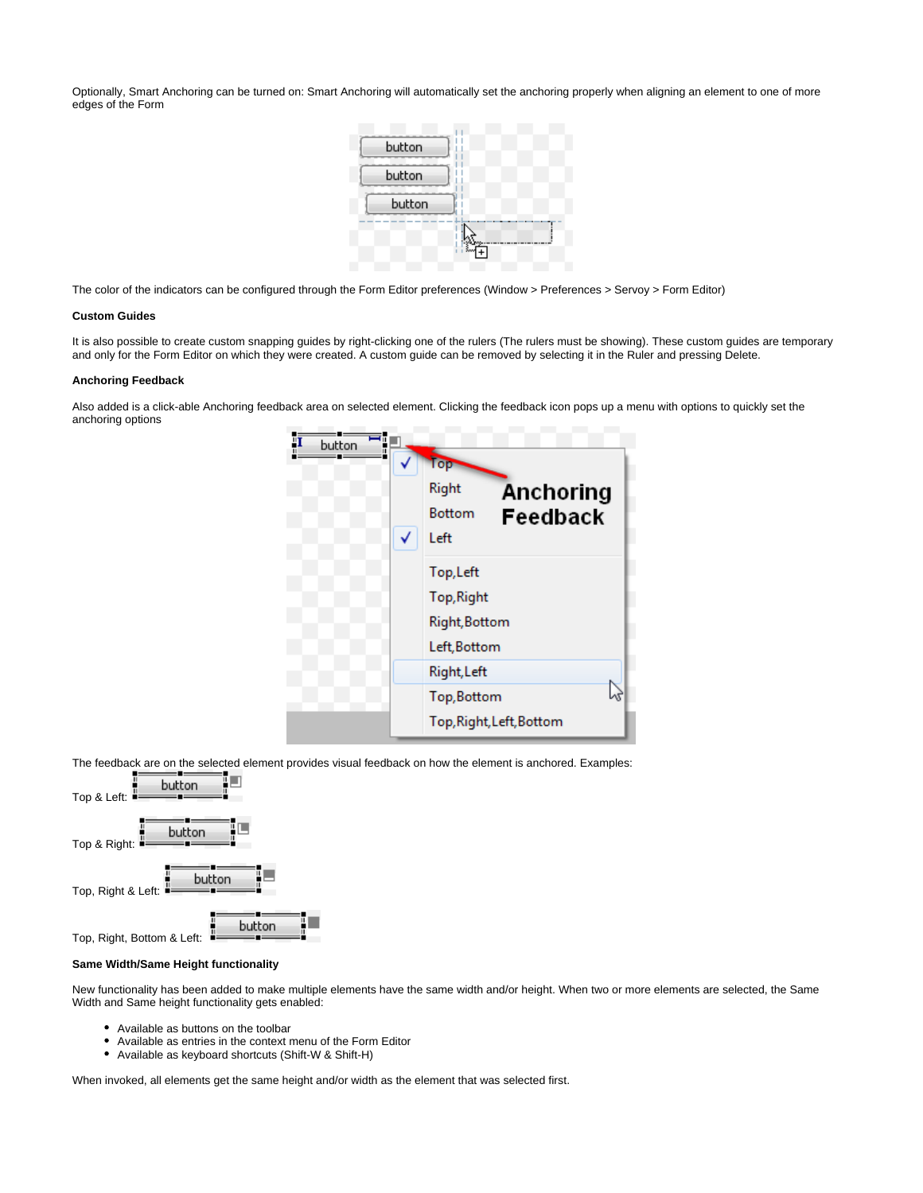Optionally, Smart Anchoring can be turned on: Smart Anchoring will automatically set the anchoring properly when aligning an element to one of more edges of the Form

The color of the indicators can be configured through the Form Editor preferences (Window > Preferences > Servoy > Form Editor)

**Custom Guides**

It is also possible to create custom snapping guides by right-clicking one of the rulers (The rulers must be showing). These custom guides are temporary and only for the Form Editor on which they were created. A custom guide can be removed by selecting it in the Ruler and pressing Delete.

**Anchoring Feedback**

Also added is a click-able Anchoring feedback area on selected element. Clicking the feedback icon pops up a menu with options to quickly set the anchoring options

The feedback are on the selected element provides visual feedback on how the element is anchored. Examples:

Top & Left:

Top & Right:

Top, Right & Left:

Top, Right, Bottom & Left:

**Same Width/Same Height functionality**

New functionality has been added to make multiple elements have the same width and/or height. When two or more elements are selected, the Same Width and Same height functionality gets enabled:

- Available as buttons on the toolbar
- Available as entries in the context menu of the Form Editor
- Available as keyboard shortcuts (Shift-W & Shift-H)

When invoked, all elements get the same height and/or width as the element that was selected first.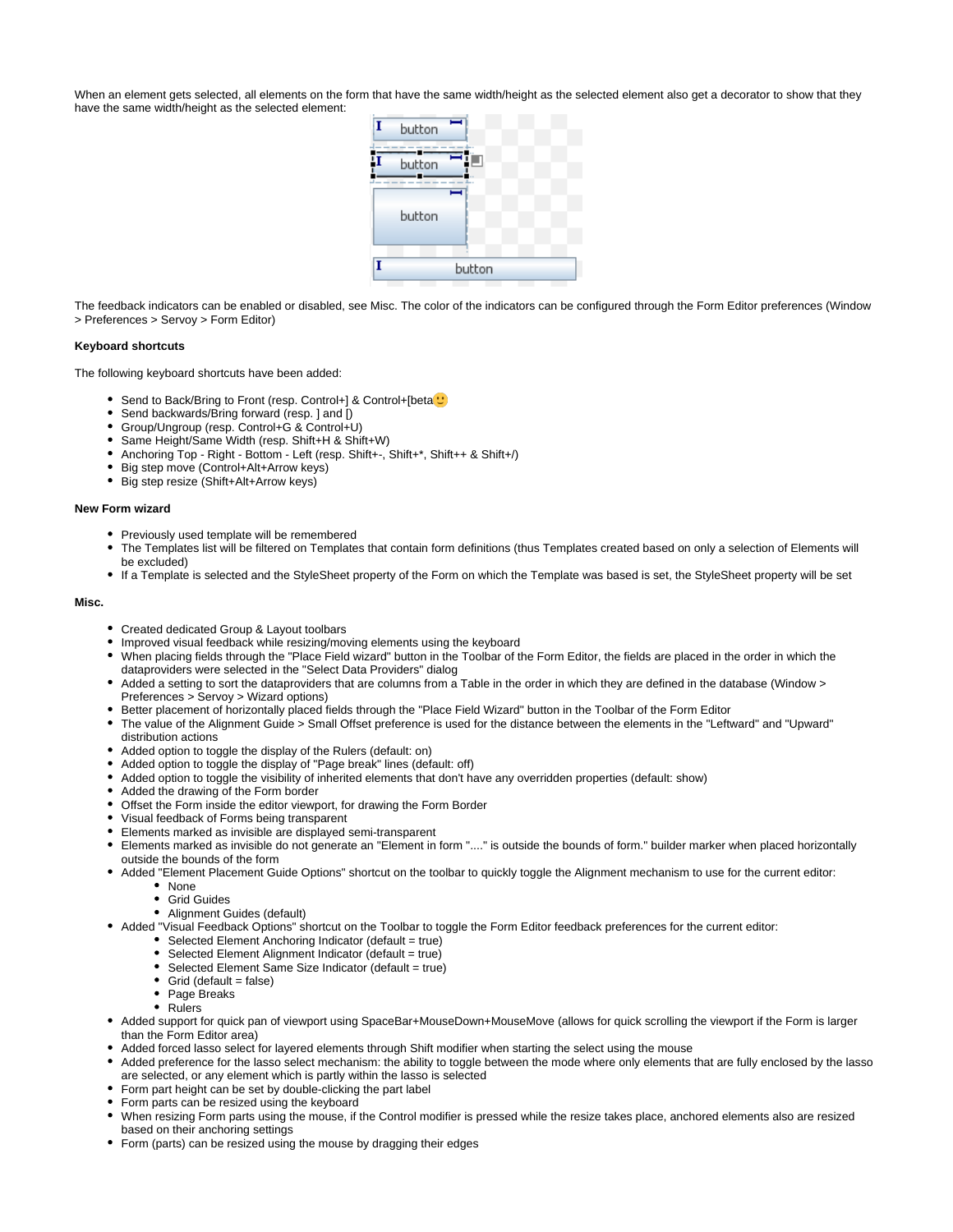When an element gets selected, all elements on the form that have the same width/height as the selected element also get a decorator to show that they have the same width/height as the selected element:

The feedback indicators can be enabled or disabled, see Misc. The color of the indicators can be configured through the Form Editor preferences (Window > Preferences > Servoy > Form Editor)

**Keyboard shortcuts**

The following keyboard shortcuts have been added:

- Send to Back/Bring to Front (resp. Control+] & Control+[beta🙂
- Send backwards/Bring forward (resp. ] and [)
- Group/Ungroup (resp. Control+G & Control+U)
- Same Height/Same Width (resp. Shift+H & Shift+W)
- Anchoring Top - Right - Bottom - Left (resp. Shift+-, Shift+*, Shift++ & Shift+/)
- Big step move (Control+Alt+Arrow keys)
- Big step resize (Shift+Alt+Arrow keys)

**New Form wizard**

- Previously used template will be remembered
- The Templates list will be filtered on Templates that contain form definitions (thus Templates created based on only a selection of Elements will be excluded)
- If a Template is selected and the StyleSheet property of the Form on which the Template was based is set, the StyleSheet property will be set

**Misc.**

- Created dedicated Group & Layout toolbars
- Improved visual feedback while resizing/moving elements using the keyboard
- When placing fields through the "Place Field wizard" button in the Toolbar of the Form Editor, the fields are placed in the order in which the dataproviders were selected in the "Select Data Providers" dialog
- Added a setting to sort the dataproviders that are columns from a Table in the order in which they are defined in the database (Window > Preferences > Servoy > Wizard options)
- Better placement of horizontally placed fields through the "Place Field Wizard" button in the Toolbar of the Form Editor
- The value of the Alignment Guide > Small Offset preference is used for the distance between the elements in the "Leftward" and "Upward" distribution actions
- Added option to toggle the display of the Rulers (default: on)
- Added option to toggle the display of "Page break" lines (default: off)
- Added option to toggle the visibility of inherited elements that don't have any overridden properties (default: show)
- Added the drawing of the Form border
- Offset the Form inside the editor viewport, for drawing the Form Border
- Visual feedback of Forms being transparent
- Elements marked as invisible are displayed semi-transparent
- Elements marked as invisible do not generate an "Element in form "...." is outside the bounds of form." builder marker when placed horizontally outside the bounds of the form
- Added "Element Placement Guide Options" shortcut on the toolbar to quickly toggle the Alignment mechanism to use for the current editor:
  - None
  - Grid Guides
  - Alignment Guides (default)
- Added "Visual Feedback Options" shortcut on the Toolbar to toggle the Form Editor feedback preferences for the current editor:
  - Selected Element Anchoring Indicator (default = true)
  - Selected Element Alignment Indicator (default = true)
  - Selected Element Same Size Indicator (default = true)
  - Grid (default = false)
  - Page Breaks
  - Rulers
- Added support for quick pan of viewport using SpaceBar+MouseDown+MouseMove (allows for quick scrolling the viewport if the Form is larger than the Form Editor area)
- Added forced lasso select for layered elements through Shift modifier when starting the select using the mouse
- Added preference for the lasso select mechanism: the ability to toggle between the mode where only elements that are fully enclosed by the lasso are selected, or any element which is partly within the lasso is selected
- Form part height can be set by double-clicking the part label
- Form parts can be resized using the keyboard
- When resizing Form parts using the mouse, if the Control modifier is pressed while the resize takes place, anchored elements also are resized based on their anchoring settings
- Form (parts) can be resized using the mouse by dragging their edges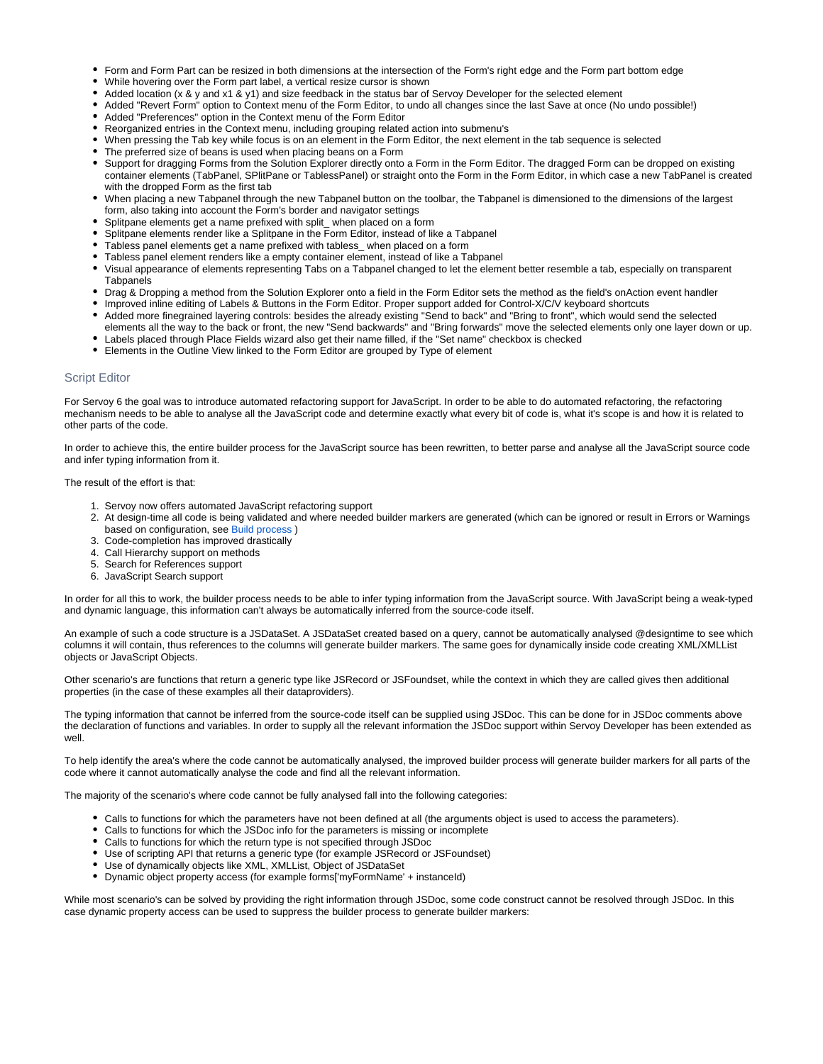- Form and Form Part can be resized in both dimensions at the intersection of the Form's right edge and the Form part bottom edge
- While hovering over the Form part label, a vertical resize cursor is shown
- Added location (x & y and x1 & y1) and size feedback in the status bar of Servoy Developer for the selected element
- Added "Revert Form" option to Context menu of the Form Editor, to undo all changes since the last Save at once (No undo possible!)
- Added "Preferences" option in the Context menu of the Form Editor
- Reorganized entries in the Context menu, including grouping related action into submenu's
- When pressing the Tab key while focus is on an element in the Form Editor, the next element in the tab sequence is selected
- The preferred size of beans is used when placing beans on a Form
- Support for dragging Forms from the Solution Explorer directly onto a Form in the Form Editor. The dragged Form can be dropped on existing container elements (TabPanel, SPlitPane or TablessPanel) or straight onto the Form in the Form Editor, in which case a new TabPanel is created with the dropped Form as the first tab
- When placing a new Tabpanel through the new Tabpanel button on the toolbar, the Tabpanel is dimensioned to the dimensions of the largest form, also taking into account the Form's border and navigator settings
- Splitpane elements get a name prefixed with split_ when placed on a form
- Splitpane elements render like a Splitpane in the Form Editor, instead of like a Tabpanel
- Tabless panel elements get a name prefixed with tabless_ when placed on a form
- Tabless panel element renders like a empty container element, instead of like a Tabpanel
- Visual appearance of elements representing Tabs on a Tabpanel changed to let the element better resemble a tab, especially on transparent Tabpanels
- Drag & Dropping a method from the Solution Explorer onto a field in the Form Editor sets the method as the field's onAction event handler
- Improved inline editing of Labels & Buttons in the Form Editor. Proper support added for Control-X/C/V keyboard shortcuts
- Added more finegrained layering controls: besides the already existing "Send to back" and "Bring to front", which would send the selected elements all the way to the back or front, the new "Send backwards" and "Bring forwards" move the selected elements only one layer down or up.
- Labels placed through Place Fields wizard also get their name filled, if the "Set name" checkbox is checked
- Elements in the Outline View linked to the Form Editor are grouped by Type of element

### Script Editor

For Servoy 6 the goal was to introduce automated refactoring support for JavaScript. In order to be able to do automated refactoring, the refactoring mechanism needs to be able to analyse all the JavaScript code and determine exactly what every bit of code is, what it's scope is and how it is related to other parts of the code.

In order to achieve this, the entire builder process for the JavaScript source has been rewritten, to better parse and analyse all the JavaScript source code and infer typing information from it.

The result of the effort is that:

1. Servoy now offers automated JavaScript refactoring support
2. At design-time all code is being validated and where needed builder markers are generated (which can be ignored or result in Errors or Warnings based on configuration, see Build process )
3. Code-completion has improved drastically
4. Call Hierarchy support on methods
5. Search for References support
6. JavaScript Search support

In order for all this to work, the builder process needs to be able to infer typing information from the JavaScript source. With JavaScript being a weak-typed and dynamic language, this information can't always be automatically inferred from the source-code itself.

An example of such a code structure is a JSDataSet. A JSDataSet created based on a query, cannot be automatically analysed @designtime to see which columns it will contain, thus references to the columns will generate builder markers. The same goes for dynamically inside code creating XML/XMLList objects or JavaScript Objects.

Other scenario's are functions that return a generic type like JSRecord or JSFoundset, while the context in which they are called gives then additional properties (in the case of these examples all their dataproviders).

The typing information that cannot be inferred from the source-code itself can be supplied using JSDoc. This can be done for in JSDoc comments above the declaration of functions and variables. In order to supply all the relevant information the JSDoc support within Servoy Developer has been extended as well.

To help identify the area's where the code cannot be automatically analysed, the improved builder process will generate builder markers for all parts of the code where it cannot automatically analyse the code and find all the relevant information.

The majority of the scenario's where code cannot be fully analysed fall into the following categories:

- Calls to functions for which the parameters have not been defined at all (the arguments object is used to access the parameters).
- Calls to functions for which the JSDoc info for the parameters is missing or incomplete
- Calls to functions for which the return type is not specified through JSDoc
- Use of scripting API that returns a generic type (for example JSRecord or JSFoundset)
- Use of dynamically objects like XML, XMLList, Object of JSDataSet
- Dynamic object property access (for example forms['myFormName' + instanceId)

While most scenario's can be solved by providing the right information through JSDoc, some code construct cannot be resolved through JSDoc. In this case dynamic property access can be used to suppress the builder process to generate builder markers: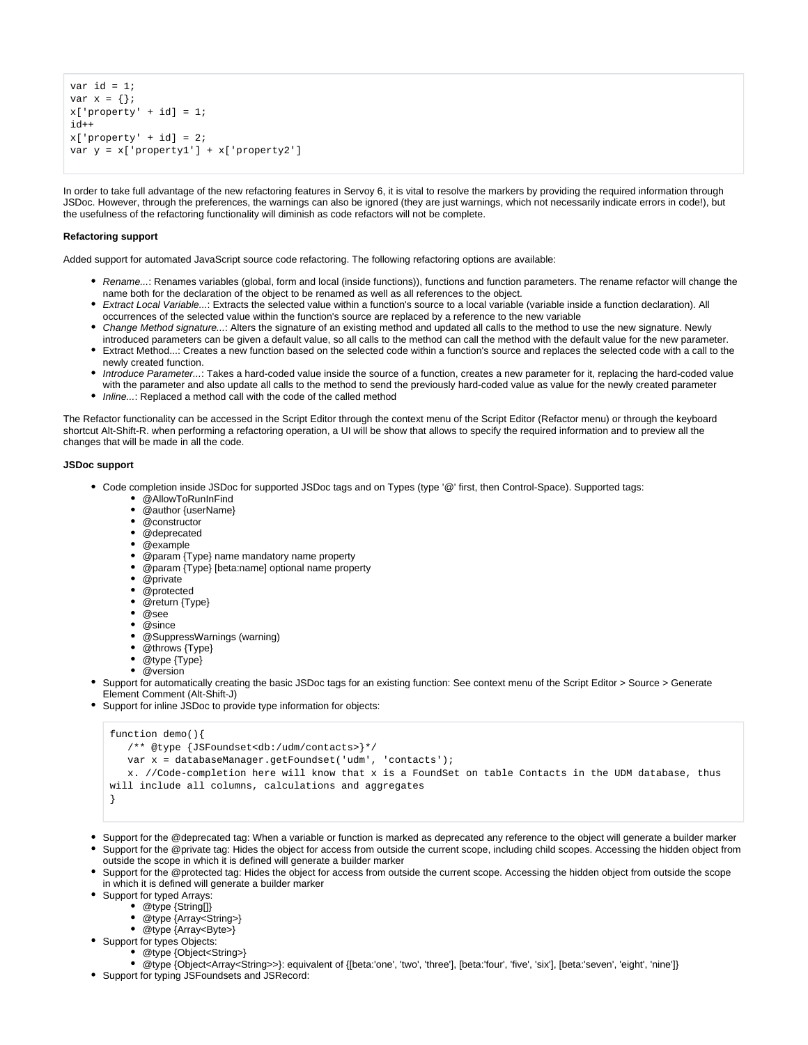```
var id = 1;
var x = {};
x['property' + id] = 1;
id++
x['property' + id] = 2;
var y = x['property1'] + x['property2']
```

In order to take full advantage of the new refactoring features in Servoy 6, it is vital to resolve the markers by providing the required information through JSDoc. However, through the preferences, the warnings can also be ignored (they are just warnings, which not necessarily indicate errors in code!), but the usefulness of the refactoring functionality will diminish as code refactors will not be complete.

**Refactoring support**

Added support for automated JavaScript source code refactoring. The following refactoring options are available:

- *Rename...*: Renames variables (global, form and local (inside functions)), functions and function parameters. The rename refactor will change the name both for the declaration of the object to be renamed as well as all references to the object.
- *Extract Local Variable...*: Extracts the selected value within a function's source to a local variable (variable inside a function declaration). All occurrences of the selected value within the function's source are replaced by a reference to the new variable
- *Change Method signature...*: Alters the signature of an existing method and updated all calls to the method to use the new signature. Newly introduced parameters can be given a default value, so all calls to the method can call the method with the default value for the new parameter.
- Extract Method...: Creates a new function based on the selected code within a function's source and replaces the selected code with a call to the newly created function.
- *Introduce Parameter...*: Takes a hard-coded value inside the source of a function, creates a new parameter for it, replacing the hard-coded value with the parameter and also update all calls to the method to send the previously hard-coded value as value for the newly created parameter
- *Inline...*: Replaced a method call with the code of the called method

The Refactor functionality can be accessed in the Script Editor through the context menu of the Script Editor (Refactor menu) or through the keyboard shortcut Alt-Shift-R. when performing a refactoring operation, a UI will be show that allows to specify the required information and to preview all the changes that will be made in all the code.

**JSDoc support**

- Code completion inside JSDoc for supported JSDoc tags and on Types (type '@' first, then Control-Space). Supported tags:
  - @AllowToRunInFind
  - @author {userName}
  - @constructor
  - @deprecated
  - @example
  - @param {Type} name mandatory name property
  - @param {Type} [beta:name] optional name property
  - @private
  - @protected
  - @return {Type}
  - @see
  - @since
  - @SuppressWarnings (warning)
  - @throws {Type}
  - @type {Type}
  - @version
- Support for automatically creating the basic JSDoc tags for an existing function: See context menu of the Script Editor > Source > Generate Element Comment (Alt-Shift-J)
- Support for inline JSDoc to provide type information for objects:

```
function demo(){
   /** @type {JSFoundset<db:/udm/contacts>}*/
   var x = databaseManager.getFoundset('udm', 'contacts');
   x. //Code-completion here will know that x is a FoundSet on table Contacts in the UDM database, thus
will include all columns, calculations and aggregates
}
```

- Support for the @deprecated tag: When a variable or function is marked as deprecated any reference to the object will generate a builder marker
- Support for the @private tag: Hides the object for access from outside the current scope, including child scopes. Accessing the hidden object from outside the scope in which it is defined will generate a builder marker
- Support for the @protected tag: Hides the object for access from outside the current scope. Accessing the hidden object from outside the scope in which it is defined will generate a builder marker
- Support for typed Arrays:
  - @type {String[]}
  - @type {Array<String>}
  - @type {Array<Byte>}
- Support for types Objects:
  - @type {Object<String>}
  - @type {Object<Array<String>>}: equivalent of {[beta:'one', 'two', 'three'], [beta:'four', 'five', 'six'], [beta:'seven', 'eight', 'nine']}
- Support for typing JSFoundsets and JSRecord: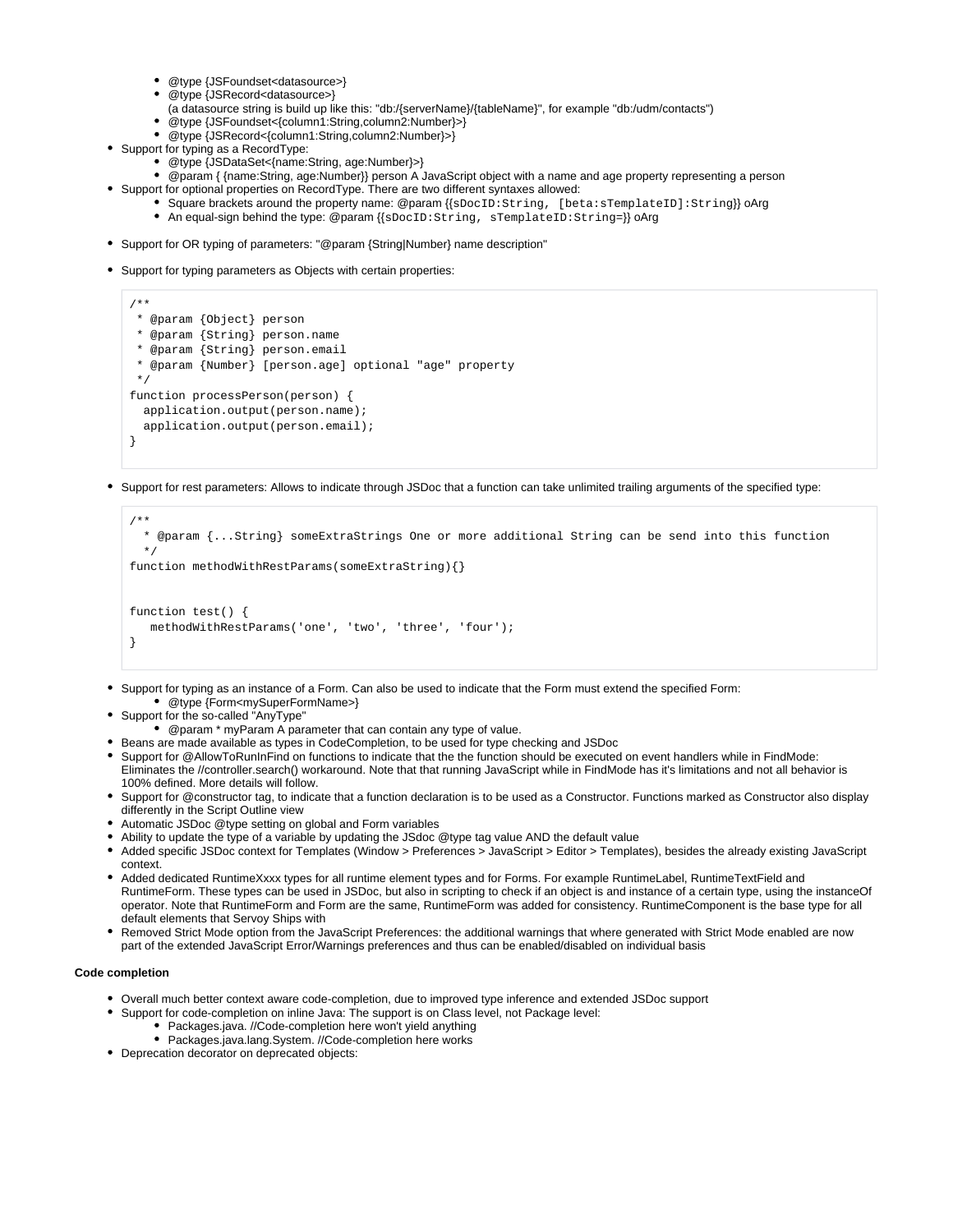- @type {JSFoundset<datasource>}
  - @type {JSRecord<datasource>}
    (a datasource string is build up like this: "db:/{serverName}/{tableName}", for example "db:/udm/contacts")
  - @type {JSFoundset<{column1:String,column2:Number}>}
  - @type {JSRecord<{column1:String,column2:Number}>}
- Support for typing as a RecordType:
  - @type {JSDataSet<{name:String, age:Number}>}
  - @param { {name:String, age:Number}} person A JavaScript object with a name and age property representing a person
- Support for optional properties on RecordType. There are two different syntaxes allowed:
  - Square brackets around the property name: @param {{`sDocID:String, [beta:sTemplateID]:String`}} oArg
  - An equal-sign behind the type: @param {{`sDocID:String, sTemplateID:String=`}} oArg

- Support for OR typing of parameters: "@param {String|Number} name description"

- Support for typing parameters as Objects with certain properties:

```
/**
 * @param {Object} person
 * @param {String} person.name
 * @param {String} person.email
 * @param {Number} [person.age] optional "age" property
 */
function processPerson(person) {
  application.output(person.name);
  application.output(person.email);
}
```

- Support for rest parameters: Allows to indicate through JSDoc that a function can take unlimited trailing arguments of the specified type:

```
/**
  * @param {...String} someExtraStrings One or more additional String can be send into this function
  */
function methodWithRestParams(someExtraString){}


function test() {
   methodWithRestParams('one', 'two', 'three', 'four');
}
```

- Support for typing as an instance of a Form. Can also be used to indicate that the Form must extend the specified Form:
  - @type {Form<mySuperFormName>}
- Support for the so-called "AnyType"
  - @param * myParam A parameter that can contain any type of value.
- Beans are made available as types in CodeCompletion, to be used for type checking and JSDoc
- Support for @AllowToRunInFind on functions to indicate that the the function should be executed on event handlers while in FindMode: Eliminates the //controller.search() workaround. Note that that running JavaScript while in FindMode has it's limitations and not all behavior is 100% defined. More details will follow.
- Support for @constructor tag, to indicate that a function declaration is to be used as a Constructor. Functions marked as Constructor also display differently in the Script Outline view
- Automatic JSDoc @type setting on global and Form variables
- Ability to update the type of a variable by updating the JSdoc @type tag value AND the default value
- Added specific JSDoc context for Templates (Window > Preferences > JavaScript > Editor > Templates), besides the already existing JavaScript context.
- Added dedicated RuntimeXxxx types for all runtime element types and for Forms. For example RuntimeLabel, RuntimeTextField and RuntimeForm. These types can be used in JSDoc, but also in scripting to check if an object is and instance of a certain type, using the instanceOf operator. Note that RuntimeForm and Form are the same, RuntimeForm was added for consistency. RuntimeComponent is the base type for all default elements that Servoy Ships with
- Removed Strict Mode option from the JavaScript Preferences: the additional warnings that where generated with Strict Mode enabled are now part of the extended JavaScript Error/Warnings preferences and thus can be enabled/disabled on individual basis

**Code completion**

- Overall much better context aware code-completion, due to improved type inference and extended JSDoc support
- Support for code-completion on inline Java: The support is on Class level, not Package level:
  - Packages.java. //Code-completion here won't yield anything
  - Packages.java.lang.System. //Code-completion here works
- Deprecation decorator on deprecated objects: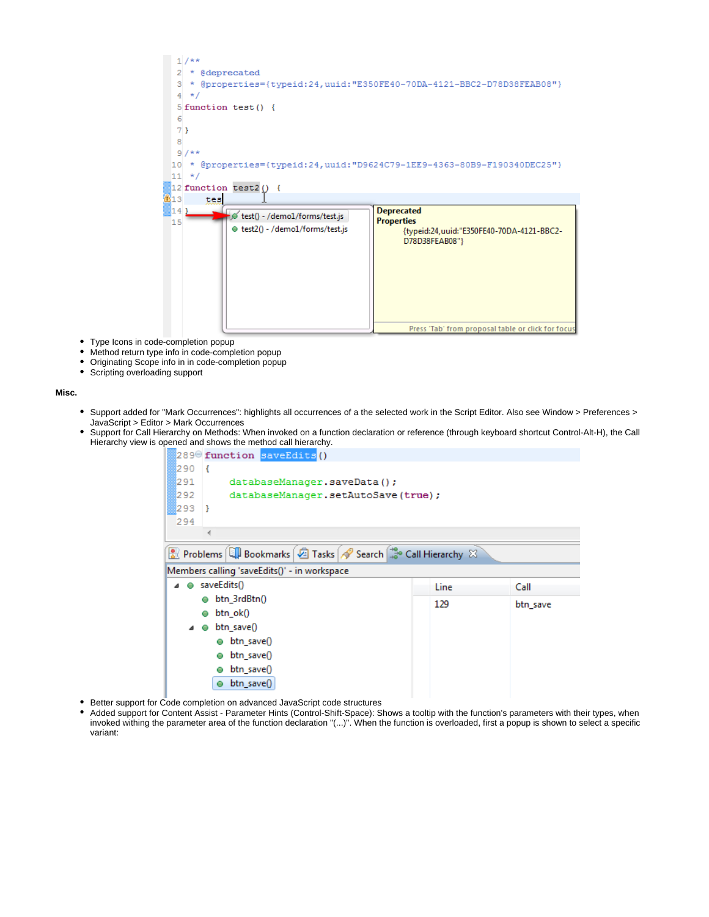- Type Icons in code-completion popup
- Method return type info in code-completion popup
- Originating Scope info in in code-completion popup
- Scripting overloading support

**Misc.**

- Support added for "Mark Occurrences": highlights all occurrences of a the selected work in the Script Editor. Also see Window > Preferences > JavaScript > Editor > Mark Occurrences
- Support for Call Hierarchy on Methods: When invoked on a function declaration or reference (through keyboard shortcut Control-Alt-H), the Call Hierarchy view is opened and shows the method call hierarchy.
- Better support for Code completion on advanced JavaScript code structures
- Added support for Content Assist - Parameter Hints (Control-Shift-Space): Shows a tooltip with the function's parameters with their types, when invoked withing the parameter area of the function declaration "(...)". When the function is overloaded, first a popup is shown to select a specific variant: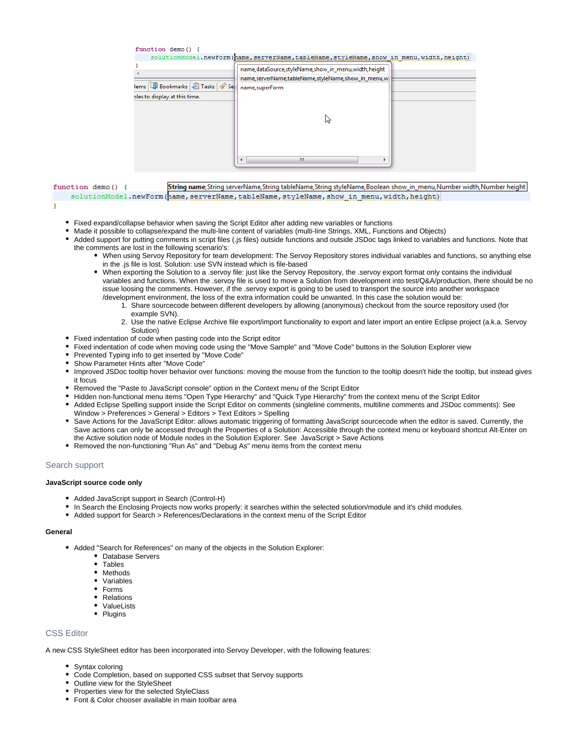```
function demo() {
    solutionModel.newForm(name,serverName,tableName,styleName,show_in_menu,width,height)
}
```

```
function demo() {
    solutionModel.newForm(name,serverName,tableName,styleName,show_in_menu,width,height)
}
```

- Fixed expand/collapse behavior when saving the Script Editor after adding new variables or functions
- Made it possible to collapse/expand the multi-line content of variables (multi-line Strings, XML, Functions and Objects)
- Added support for putting comments in script files (.js files) outside functions and outside JSDoc tags linked to variables and functions. Note that the comments are lost in the following scenario's:
    - When using Servoy Repository for team development: The Servoy Repository stores individual variables and functions, so anything else in the .js file is lost. Solution: use SVN instead which is file-based
    - When exporting the Solution to a .servoy file: just like the Servoy Repository, the .servoy export format only contains the individual variables and functions. When the .servoy file is used to move a Solution from development into test/Q&A/production, there should be no issue loosing the comments. However, if the .servoy export is going to be used to transport the source into another workspace /development environment, the loss of the extra information could be unwanted. In this case the solution would be:
        1. Share sourcecode between different developers by allowing (anonymous) checkout from the source repository used (for example SVN).
        2. Use the native Eclipse Archive file export/import functionality to export and later import an entire Eclipse project (a.k.a. Servoy Solution)
- Fixed indentation of code when pasting code into the Script editor
- Fixed indentation of code when moving code using the "Move Sample" and "Move Code" buttons in the Solution Explorer view
- Prevented Typing info to get inserted by "Move Code"
- Show Parameter Hints after "Move Code"
- Improved JSDoc tooltip hover behavior over functions: moving the mouse from the function to the tooltip doesn't hide the tooltip, but instead gives it focus
- Removed the "Paste to JavaScript console" option in the Context menu of the Script Editor
- Hidden non-functional menu items "Open Type Hierarchy" and "Quick Type Hierarchy" from the context menu of the Script Editor
- Added Eclipse Spelling support inside the Script Editor on comments (singleline comments, multiline comments and JSDoc comments): See Window > Preferences > General > Editors > Text Editors > Spelling
- Save Actions for the JavaScript Editor: allows automatic triggering of formatting JavaScript sourcecode when the editor is saved. Currently, the Save actions can only be accessed through the Properties of a Solution: Accessible through the context menu or keyboard shortcut Alt-Enter on the Active solution node of Module nodes in the Solution Explorer. See JavaScript > Save Actions
- Removed the non-functioning "Run As" and "Debug As" menu items from the context menu

## Search support

**JavaScript source code only**

- Added JavaScript support in Search (Control-H)
- In Search the Enclosing Projects now works properly: it searches within the selected solution/module and it's child modules.
- Added support for Search > References/Declarations in the context menu of the Script Editor

**General**

- Added "Search for References" on many of the objects in the Solution Explorer:
    - Database Servers
    - Tables
    - Methods
    - Variables
    - Forms
    - Relations
    - ValueLists
    - Plugins

## CSS Editor

A new CSS StyleSheet editor has been incorporated into Servoy Developer, with the following features:

- Syntax coloring
- Code Completion, based on supported CSS subset that Servoy supports
- Outline view for the StyleSheet
- Properties view for the selected StyleClass
- Font & Color chooser available in main toolbar area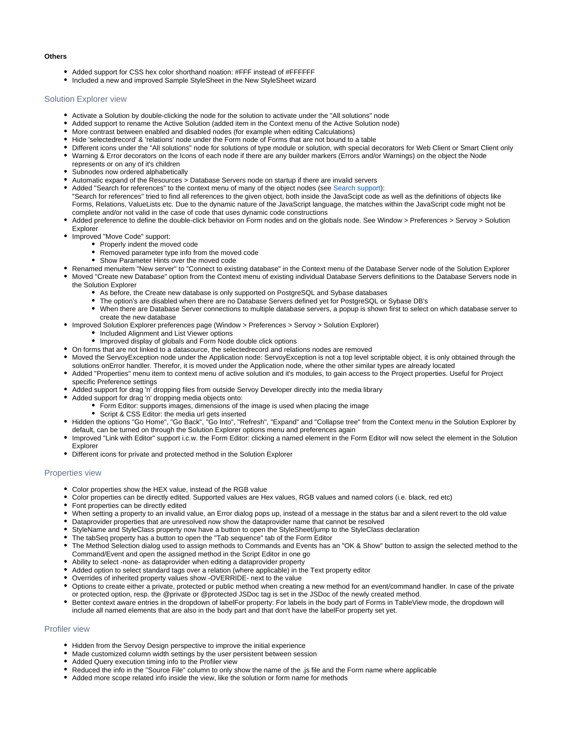**Others**

- Added support for CSS hex color shorthand noation: #FFF instead of #FFFFFF
- Included a new and improved Sample StyleSheet in the New StyleSheet wizard

## Solution Explorer view

- Activate a Solution by double-clicking the node for the solution to activate under the "All solutions" node
- Added support to rename the Active Solution (added item in the Context menu of the Active Solution node)
- More contrast between enabled and disabled nodes (for example when editing Calculations)
- Hide 'selectedrecord' & 'relations' node under the Form node of Forms that are not bound to a table
- Different icons under the "All solutions" node for solutions of type module or solution, with special decorators for Web Client or Smart Client only
- Warning & Error decorators on the Icons of each node if there are any builder markers (Errors and/or Warnings) on the object the Node represents or on any of it's children
- Subnodes now ordered alphabetically
- Automatic expand of the Resources > Database Servers node on startup if there are invalid servers
- Added "Search for references" to the context menu of many of the object nodes (see Search support):
  "Search for references" tried to find all references to the given object, both inside the JavaScipt code as well as the definitions of objects like Forms, Relations, ValueLists etc. Due to the dynamic nature of the JavaScript language, the matches within the JavaScript code might not be complete and/or not valid in the case of code that uses dynamic code constructions
- Added preference to define the double-click behavior on Form nodes and on the globals node. See Window > Preferences > Servoy > Solution Explorer
- Improved "Move Code" support:
  - Properly indent the moved code
  - Removed parameter type info from the moved code
  - Show Parameter Hints over the moved code
- Renamed menuitem "New server" to "Connect to existing database" in the Context menu of the Database Server node of the Solution Explorer
- Moved "Create new Database" option from the Context menu of existing individual Database Servers definitions to the Database Servers node in the Solution Explorer
  - As before, the Create new database is only supported on PostgreSQL and Sybase databases
  - The option's are disabled when there are no Database Servers defined yet for PostgreSQL or Sybase DB's
  - When there are Database Server connections to multiple database servers, a popup is shown first to select on which database server to create the new database
- Improved Solution Explorer preferences page (Window > Preferences > Servoy > Solution Explorer)
  - Included Alignment and List Viewer options
  - Improved display of globals and Form Node double click options
- On forms that are not linked to a datasource, the selectedrecord and relations nodes are removed
- Moved the ServoyException node under the Application node: ServoyException is not a top level scriptable object, it is only obtained through the solutions onError handler. Therefor, it is moved under the Application node, where the other similar types are already located
- Added "Properties" menu item to context menu of active solution and it's modules, to gain access to the Project properties. Useful for Project specific Preference settings
- Added support for drag 'n' dropping files from outside Servoy Developer directly into the media library
- Added support for drag 'n' dropping media objects onto:
  - Form Editor: supports images, dimensions of the image is used when placing the image
  - Script & CSS Editor: the media url gets inserted
- Hidden the options "Go Home", "Go Back", "Go Into", "Refresh", "Expand" and "Collapse tree" from the Context menu in the Solution Explorer by default, can be turned on through the Solution Explorer options menu and preferences again
- Improved "Link with Editor" support i.c.w. the Form Editor: clicking a named element in the Form Editor will now select the element in the Solution Explorer
- Different icons for private and protected method in the Solution Explorer

## Properties view

- Color properties show the HEX value, instead of the RGB value
- Color properties can be directly edited. Supported values are Hex values, RGB values and named colors (i.e. black, red etc)
- Font properties can be directly edited
- When setting a property to an invalid value, an Error dialog pops up, instead of a message in the status bar and a silent revert to the old value
- Dataprovider properties that are unresolved now show the dataprovider name that cannot be resolved
- StyleName and StyleClass property now have a button to open the StyleSheet/jump to the StyleClass declaration
- The tabSeq property has a button to open the "Tab sequence" tab of the Form Editor
- The Method Selection dialog used to assign methods to Commands and Events has an "OK & Show" button to assign the selected method to the Command/Event and open the assigned method in the Script Editor in one go
- Ability to select -none- as dataprovider when editing a dataprovider property
- Added option to select standard tags over a relation (where applicable) in the Text property editor
- Overrides of inherited property values show -OVERRIDE- next to the value
- Options to create either a private, protected or public method when creating a new method for an event/command handler. In case of the private or protected option, resp. the @private or @protected JSDoc tag is set in the JSDoc of the newly created method.
- Better context aware entries in the dropdown of labelFor property: For labels in the body part of Forms in TableView mode, the dropdown will include all named elements that are also in the body part and that don't have the labelFor property set yet.

## Profiler view

- Hidden from the Servoy Design perspective to improve the initial experience
- Made customized column width settings by the user persistent between session
- Added Query execution timing info to the Profiler view
- Reduced the info in the "Source File" column to only show the name of the .js file and the Form name where applicable
- Added more scope related info inside the view, like the solution or form name for methods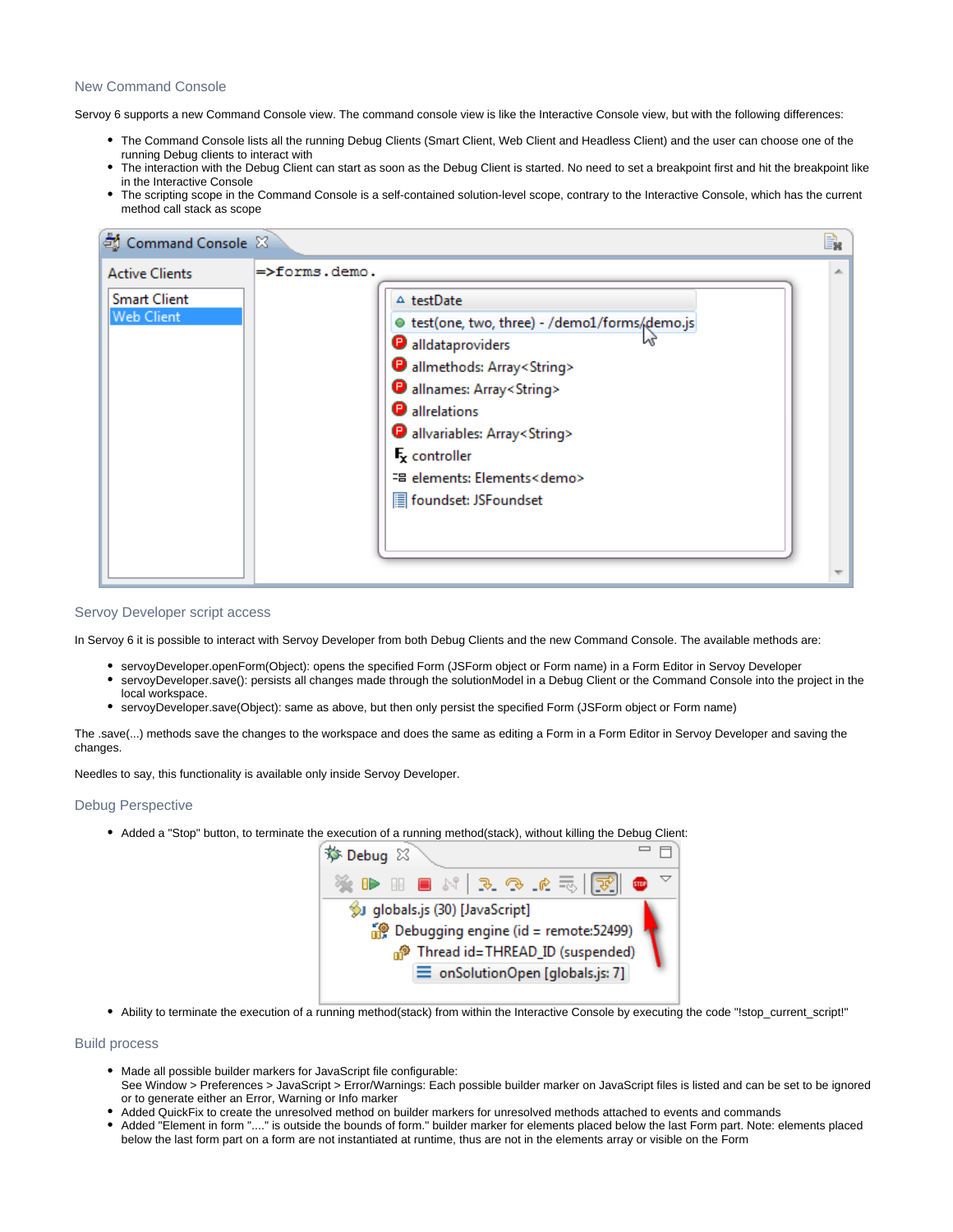## New Command Console

Servoy 6 supports a new Command Console view. The command console view is like the Interactive Console view, but with the following differences:

- The Command Console lists all the running Debug Clients (Smart Client, Web Client and Headless Client) and the user can choose one of the running Debug clients to interact with
- The interaction with the Debug Client can start as soon as the Debug Client is started. No need to set a breakpoint first and hit the breakpoint like in the Interactive Console
- The scripting scope in the Command Console is a self-contained solution-level scope, contrary to the Interactive Console, which has the current method call stack as scope

## Servoy Developer script access

In Servoy 6 it is possible to interact with Servoy Developer from both Debug Clients and the new Command Console. The available methods are:

- servoyDeveloper.openForm(Object): opens the specified Form (JSForm object or Form name) in a Form Editor in Servoy Developer
- servoyDeveloper.save(): persists all changes made through the solutionModel in a Debug Client or the Command Console into the project in the local workspace.
- servoyDeveloper.save(Object): same as above, but then only persist the specified Form (JSForm object or Form name)

The .save(...) methods save the changes to the workspace and does the same as editing a Form in a Form Editor in Servoy Developer and saving the changes.

Needles to say, this functionality is available only inside Servoy Developer.

## Debug Perspective

- Added a "Stop" button, to terminate the execution of a running method(stack), without killing the Debug Client:
- Ability to terminate the execution of a running method(stack) from within the Interactive Console by executing the code "!stop_current_script!"

## Build process

- Made all possible builder markers for JavaScript file configurable:
  See Window > Preferences > JavaScript > Error/Warnings: Each possible builder marker on JavaScript files is listed and can be set to be ignored or to generate either an Error, Warning or Info marker
- Added QuickFix to create the unresolved method on builder markers for unresolved methods attached to events and commands
- Added "Element in form "...." is outside the bounds of form." builder marker for elements placed below the last Form part. Note: elements placed below the last form part on a form are not instantiated at runtime, thus are not in the elements array or visible on the Form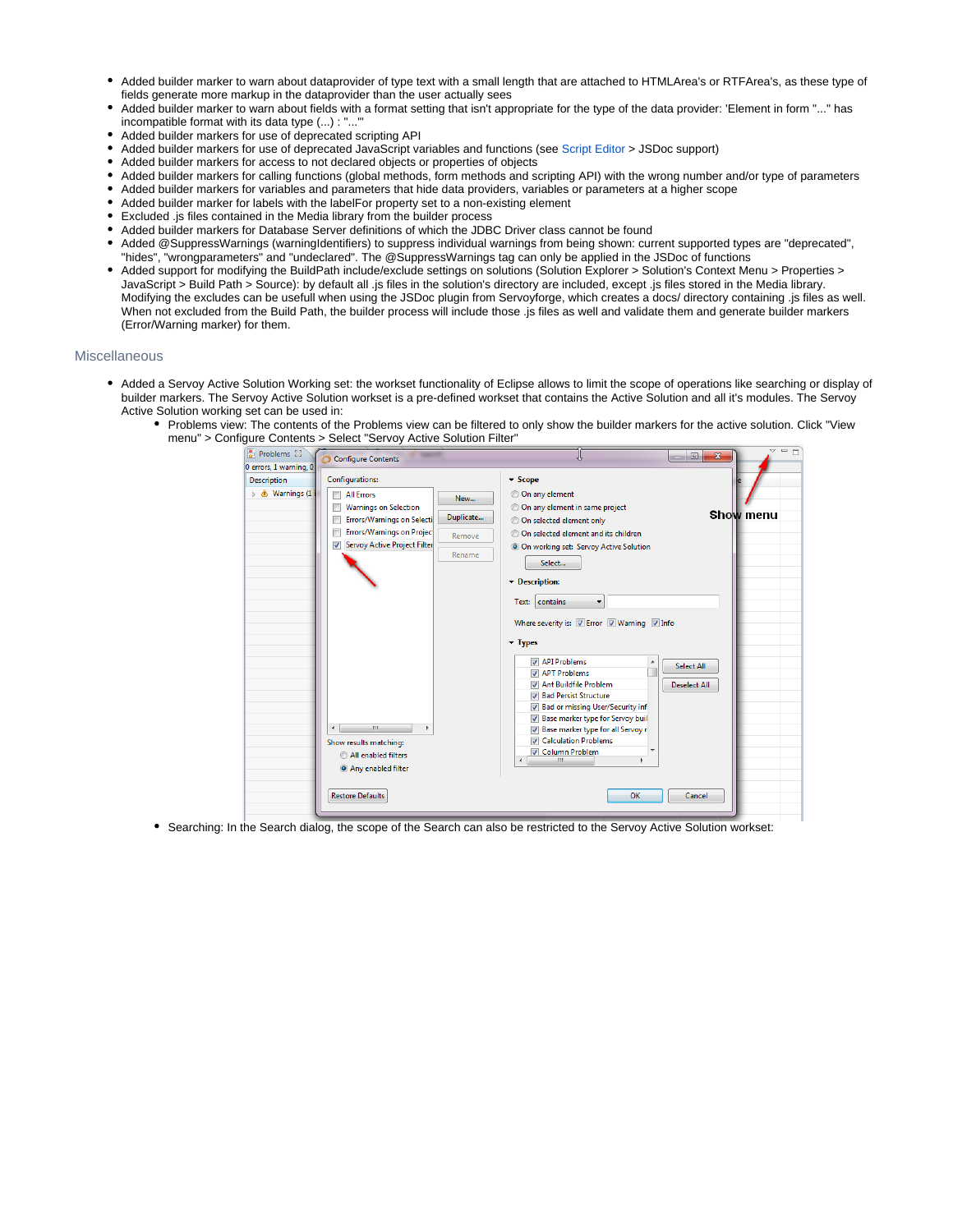- Added builder marker to warn about dataprovider of type text with a small length that are attached to HTMLArea's or RTFArea's, as these type of fields generate more markup in the dataprovider than the user actually sees
- Added builder marker to warn about fields with a format setting that isn't appropriate for the type of the data provider: 'Element in form "..." has incompatible format with its data type (...) : "..."'
- Added builder markers for use of deprecated scripting API
- Added builder markers for use of deprecated JavaScript variables and functions (see Script Editor > JSDoc support)
- Added builder markers for access to not declared objects or properties of objects
- Added builder markers for calling functions (global methods, form methods and scripting API) with the wrong number and/or type of parameters
- Added builder markers for variables and parameters that hide data providers, variables or parameters at a higher scope
- Added builder marker for labels with the labelFor property set to a non-existing element
- Excluded .js files contained in the Media library from the builder process
- Added builder markers for Database Server definitions of which the JDBC Driver class cannot be found
- Added @SuppressWarnings (warningIdentifiers) to suppress individual warnings from being shown: current supported types are "deprecated", "hides", "wrongparameters" and "undeclared". The @SuppressWarnings tag can only be applied in the JSDoc of functions
- Added support for modifying the BuildPath include/exclude settings on solutions (Solution Explorer > Solution's Context Menu > Properties > JavaScript > Build Path > Source): by default all .js files in the solution's directory are included, except .js files stored in the Media library. Modifying the excludes can be usefull when using the JSDoc plugin from Servoyforge, which creates a docs/ directory containing .js files as well. When not excluded from the Build Path, the builder process will include those .js files as well and validate them and generate builder markers (Error/Warning marker) for them.

### Miscellaneous

- Added a Servoy Active Solution Working set: the workset functionality of Eclipse allows to limit the scope of operations like searching or display of builder markers. The Servoy Active Solution workset is a pre-defined workset that contains the Active Solution and all it's modules. The Servoy Active Solution working set can be used in:
  - Problems view: The contents of the Problems view can be filtered to only show the builder markers for the active solution. Click "View menu" > Configure Contents > Select "Servoy Active Solution Filter"
  - Searching: In the Search dialog, the scope of the Search can also be restricted to the Servoy Active Solution workset: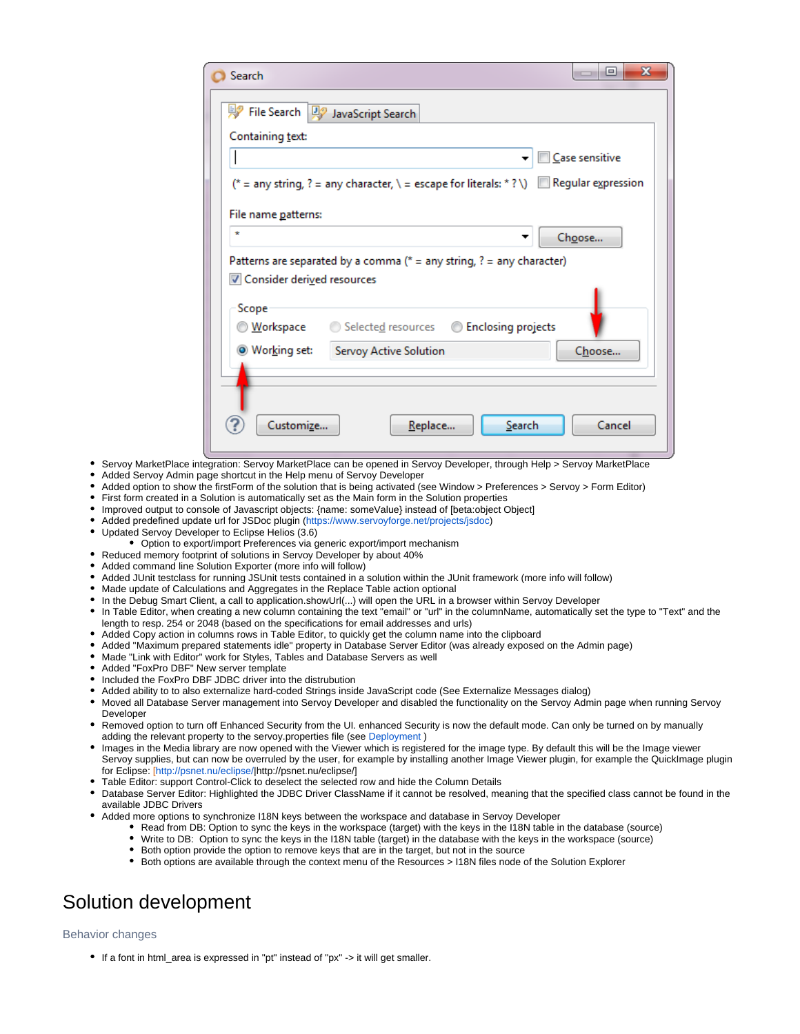- Servoy MarketPlace integration: Servoy MarketPlace can be opened in Servoy Developer, through Help > Servoy MarketPlace
- Added Servoy Admin page shortcut in the Help menu of Servoy Developer
- Added option to show the firstForm of the solution that is being activated (see Window > Preferences > Servoy > Form Editor)
- First form created in a Solution is automatically set as the Main form in the Solution properties
- Improved output to console of Javascript objects: {name: someValue} instead of [beta:object Object]
- Added predefined update url for JSDoc plugin (https://www.servoyforge.net/projects/jsdoc)
- Updated Servoy Developer to Eclipse Helios (3.6)
  - Option to export/import Preferences via generic export/import mechanism
- Reduced memory footprint of solutions in Servoy Developer by about 40%
- Added command line Solution Exporter (more info will follow)
- Added JUnit testclass for running JSUnit tests contained in a solution within the JUnit framework (more info will follow)
- Made update of Calculations and Aggregates in the Replace Table action optional
- In the Debug Smart Client, a call to application.showUrl(...) will open the URL in a browser within Servoy Developer
- In Table Editor, when creating a new column containing the text "email" or "url" in the columnName, automatically set the type to "Text" and the length to resp. 254 or 2048 (based on the specifications for email addresses and urls)
- Added Copy action in columns rows in Table Editor, to quickly get the column name into the clipboard
- Added "Maximum prepared statements idle" property in Database Server Editor (was already exposed on the Admin page)
- Made "Link with Editor" work for Styles, Tables and Database Servers as well
- Added "FoxPro DBF" New server template
- Included the FoxPro DBF JDBC driver into the distrubution
- Added ability to to also externalize hard-coded Strings inside JavaScript code (See Externalize Messages dialog)
- Moved all Database Server management into Servoy Developer and disabled the functionality on the Servoy Admin page when running Servoy Developer
- Removed option to turn off Enhanced Security from the UI. enhanced Security is now the default mode. Can only be turned on by manually adding the relevant property to the servoy.properties file (see Deployment )
- Images in the Media library are now opened with the Viewer which is registered for the image type. By default this will be the Image viewer Servoy supplies, but can now be overruled by the user, for example by installing another Image Viewer plugin, for example the QuickImage plugin for Eclipse: [http://psnet.nu/eclipse/|http://psnet.nu/eclipse/]
- Table Editor: support Control-Click to deselect the selected row and hide the Column Details
- Database Server Editor: Highlighted the JDBC Driver ClassName if it cannot be resolved, meaning that the specified class cannot be found in the available JDBC Drivers
- Added more options to synchronize I18N keys between the workspace and database in Servoy Developer
  - Read from DB: Option to sync the keys in the workspace (target) with the keys in the I18N table in the database (source)
  - Write to DB: Option to sync the keys in the I18N table (target) in the database with the keys in the workspace (source)
  - Both option provide the option to remove keys that are in the target, but not in the source
  - Both options are available through the context menu of the Resources > I18N files node of the Solution Explorer

# Solution development

### Behavior changes

- If a font in html_area is expressed in "pt" instead of "px" -> it will get smaller.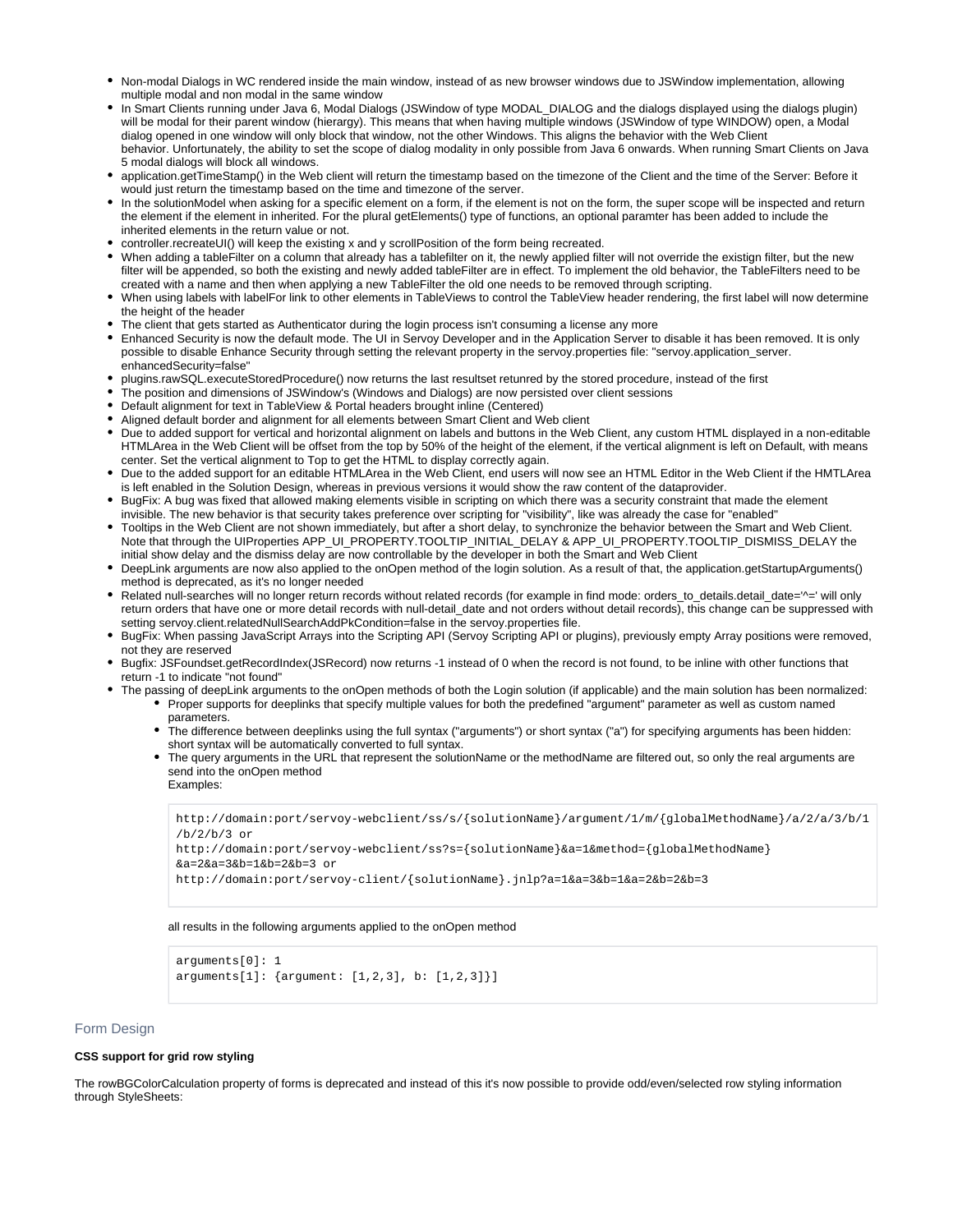- Non-modal Dialogs in WC rendered inside the main window, instead of as new browser windows due to JSWindow implementation, allowing multiple modal and non modal in the same window
- In Smart Clients running under Java 6, Modal Dialogs (JSWindow of type MODAL_DIALOG and the dialogs displayed using the dialogs plugin) will be modal for their parent window (hierargy). This means that when having multiple windows (JSWindow of type WINDOW) open, a Modal dialog opened in one window will only block that window, not the other Windows. This aligns the behavior with the Web Client behavior. Unfortunately, the ability to set the scope of dialog modality in only possible from Java 6 onwards. When running Smart Clients on Java 5 modal dialogs will block all windows.
- application.getTimeStamp() in the Web client will return the timestamp based on the timezone of the Client and the time of the Server: Before it would just return the timestamp based on the time and timezone of the server.
- In the solutionModel when asking for a specific element on a form, if the element is not on the form, the super scope will be inspected and return the element if the element in inherited. For the plural getElements() type of functions, an optional paramter has been added to include the inherited elements in the return value or not.
- controller.recreateUI() will keep the existing x and y scrollPosition of the form being recreated.
- When adding a tableFilter on a column that already has a tablefilter on it, the newly applied filter will not override the existign filter, but the new filter will be appended, so both the existing and newly added tableFilter are in effect. To implement the old behavior, the TableFilters need to be created with a name and then when applying a new TableFilter the old one needs to be removed through scripting.
- When using labels with labelFor link to other elements in TableViews to control the TableView header rendering, the first label will now determine the height of the header
- The client that gets started as Authenticator during the login process isn't consuming a license any more
- Enhanced Security is now the default mode. The UI in Servoy Developer and in the Application Server to disable it has been removed. It is only possible to disable Enhance Security through setting the relevant property in the servoy.properties file: "servoy.application_server.enhancedSecurity=false"
- plugins.rawSQL.executeStoredProcedure() now returns the last resultset retunred by the stored procedure, instead of the first
- The position and dimensions of JSWindow's (Windows and Dialogs) are now persisted over client sessions
- Default alignment for text in TableView & Portal headers brought inline (Centered)
- Aligned default border and alignment for all elements between Smart Client and Web client
- Due to added support for vertical and horizontal alignment on labels and buttons in the Web Client, any custom HTML displayed in a non-editable HTMLArea in the Web Client will be offset from the top by 50% of the height of the element, if the vertical alignment is left on Default, with means center. Set the vertical alignment to Top to get the HTML to display correctly again.
- Due to the added support for an editable HTMLArea in the Web Client, end users will now see an HTML Editor in the Web Client if the HMTLArea is left enabled in the Solution Design, whereas in previous versions it would show the raw content of the dataprovider.
- BugFix: A bug was fixed that allowed making elements visible in scripting on which there was a security constraint that made the element invisible. The new behavior is that security takes preference over scripting for "visibility", like was already the case for "enabled"
- Tooltips in the Web Client are not shown immediately, but after a short delay, to synchronize the behavior between the Smart and Web Client. Note that through the UIProperties APP_UI_PROPERTY.TOOLTIP_INITIAL_DELAY & APP_UI_PROPERTY.TOOLTIP_DISMISS_DELAY the initial show delay and the dismiss delay are now controllable by the developer in both the Smart and Web Client
- DeepLink arguments are now also applied to the onOpen method of the login solution. As a result of that, the application.getStartupArguments() method is deprecated, as it's no longer needed
- Related null-searches will no longer return records without related records (for example in find mode: orders_to_details.detail_date='^=' will only return orders that have one or more detail records with null-detail_date and not orders without detail records), this change can be suppressed with setting servoy.client.relatedNullSearchAddPkCondition=false in the servoy.properties file.
- BugFix: When passing JavaScript Arrays into the Scripting API (Servoy Scripting API or plugins), previously empty Array positions were removed, not they are reserved
- Bugfix: JSFoundset.getRecordIndex(JSRecord) now returns -1 instead of 0 when the record is not found, to be inline with other functions that return -1 to indicate "not found"
- The passing of deepLink arguments to the onOpen methods of both the Login solution (if applicable) and the main solution has been normalized:
    - Proper supports for deeplinks that specify multiple values for both the predefined "argument" parameter as well as custom named parameters.
    - The difference between deeplinks using the full syntax ("arguments") or short syntax ("a") for specifying arguments has been hidden: short syntax will be automatically converted to full syntax.
    - The query arguments in the URL that represent the solutionName or the methodName are filtered out, so only the real arguments are send into the onOpen method
      Examples:

      ```
      http://domain:port/servoy-webclient/ss/s/{solutionName}/argument/1/m/{globalMethodName}/a/2/a/3/b/1/b/2/b/3 or
      http://domain:port/servoy-webclient/ss?s={solutionName}&a=1&method={globalMethodName}&a=2&a=3&b=1&b=2&b=3 or
      http://domain:port/servoy-client/{solutionName}.jnlp?a=1&a=3&b=1&a=2&b=2&b=3
      ```

      all results in the following arguments applied to the onOpen method

      ```
      arguments[0]: 1
      arguments[1]: {argument: [1,2,3], b: [1,2,3]}]
      ```

## Form Design

**CSS support for grid row styling**

The rowBGColorCalculation property of forms is deprecated and instead of this it's now possible to provide odd/even/selected row styling information through StyleSheets: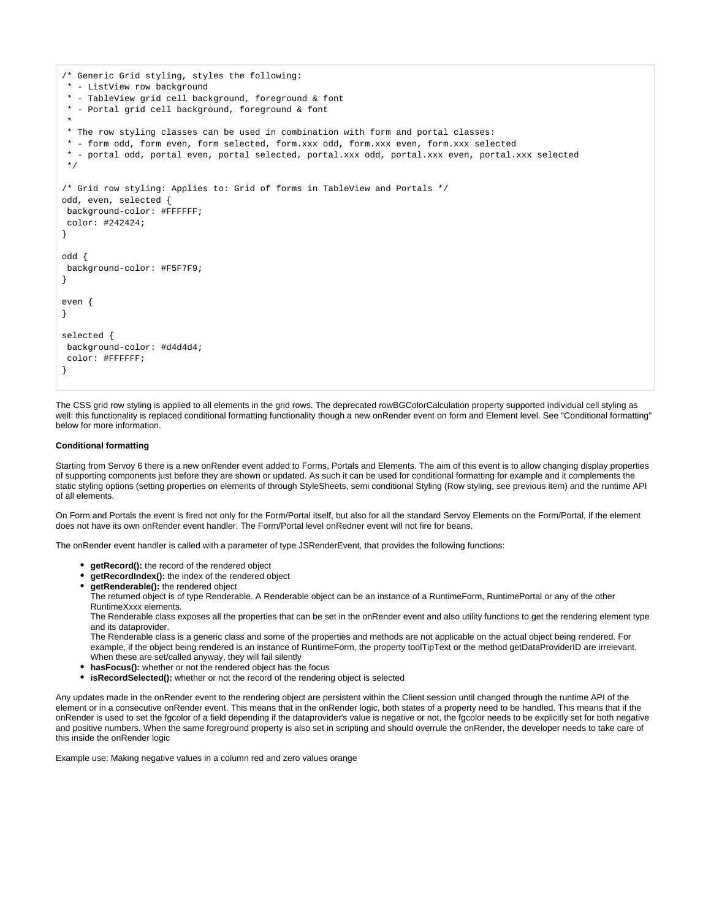```
/* Generic Grid styling, styles the following:
 * - ListView row background
 * - TableView grid cell background, foreground & font
 * - Portal grid cell background, foreground & font
 *
 * The row styling classes can be used in combination with form and portal classes:
 * - form odd, form even, form selected, form.xxx odd, form.xxx even, form.xxx selected
 * - portal odd, portal even, portal selected, portal.xxx odd, portal.xxx even, portal.xxx selected
 */

/* Grid row styling: Applies to: Grid of forms in TableView and Portals */
odd, even, selected {
 background-color: #FFFFFF;
 color: #242424;
}

odd {
 background-color: #F5F7F9;
}

even {
}

selected {
 background-color: #d4d4d4;
 color: #FFFFFF;
}
```

The CSS grid row styling is applied to all elements in the grid rows. The deprecated rowBGColorCalculation property supported individual cell styling as well: this functionality is replaced conditional formatting functionality though a new onRender event on form and Element level. See "Conditional formatting" below for more information.

**Conditional formatting**

Starting from Servoy 6 there is a new onRender event added to Forms, Portals and Elements. The aim of this event is to allow changing display properties of supporting components just before they are shown or updated. As such it can be used for conditional formatting for example and it complements the static styling options (setting properties on elements of through StyleSheets, semi conditional Styling (Row styling, see previous item) and the runtime API of all elements.

On Form and Portals the event is fired not only for the Form/Portal itself, but also for all the standard Servoy Elements on the Form/Portal, if the element does not have its own onRender event handler. The Form/Portal level onRedner event will not fire for beans.

The onRender event handler is called with a parameter of type JSRenderEvent, that provides the following functions:

- **getRecord():** the record of the rendered object
- **getRecordIndex():** the index of the rendered object
- **getRenderable():** the rendered object
  The returned object is of type Renderable. A Renderable object can be an instance of a RuntimeForm, RuntimePortal or any of the other RuntimeXxxx elements.
  The Renderable class exposes all the properties that can be set in the onRender event and also utility functions to get the rendering element type and its dataprovider.
  The Renderable class is a generic class and some of the properties and methods are not applicable on the actual object being rendered. For example, if the object being rendered is an instance of RuntimeForm, the property toolTipText or the method getDataProviderID are irrelevant. When these are set/called anyway, they will fail silently
- **hasFocus():** whether or not the rendered object has the focus
- **isRecordSelected():** whether or not the record of the rendering object is selected

Any updates made in the onRender event to the rendering object are persistent within the Client session until changed through the runtime API of the element or in a consecutive onRender event. This means that in the onRender logic, both states of a property need to be handled. This means that if the onRender is used to set the fgcolor of a field depending if the dataprovider's value is negative or not, the fgcolor needs to be explicitly set for both negative and positive numbers. When the same foreground property is also set in scripting and should overrule the onRender, the developer needs to take care of this inside the onRender logic

Example use: Making negative values in a column red and zero values orange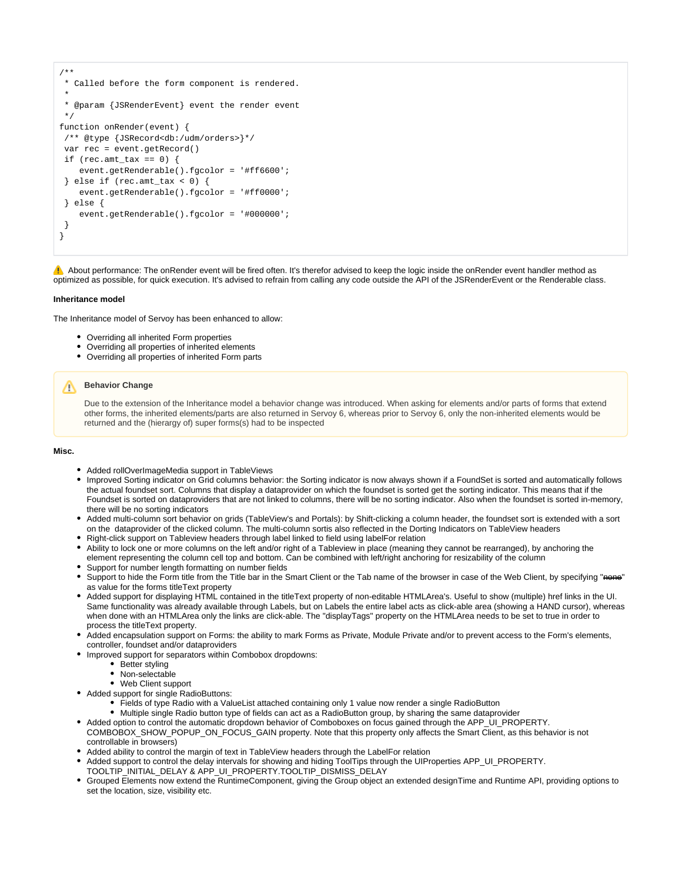```
/**
 * Called before the form component is rendered.
 *
 * @param {JSRenderEvent} event the render event
 */
function onRender(event) {
 /** @type {JSRecord<db:/udm/orders>}*/
 var rec = event.getRecord()
 if (rec.amt_tax == 0) {
    event.getRenderable().fgcolor = '#ff6600';
 } else if (rec.amt_tax < 0) {
    event.getRenderable().fgcolor = '#ff0000';
 } else {
    event.getRenderable().fgcolor = '#000000';
 }
}
```

⚠ About performance: The onRender event will be fired often. It's therefor advised to keep the logic inside the onRender event handler method as optimized as possible, for quick execution. It's advised to refrain from calling any code outside the API of the JSRenderEvent or the Renderable class.

**Inheritance model**

The Inheritance model of Servoy has been enhanced to allow:

- Overriding all inherited Form properties
- Overriding all properties of inherited elements
- Overriding all properties of inherited Form parts

> ⚠ **Behavior Change**
>
> Due to the extension of the Inheritance model a behavior change was introduced. When asking for elements and/or parts of forms that extend other forms, the inherited elements/parts are also returned in Servoy 6, whereas prior to Servoy 6, only the non-inherited elements would be returned and the (hierargy of) super forms(s) had to be inspected

**Misc.**

- Added rollOverImageMedia support in TableViews
- Improved Sorting indicator on Grid columns behavior: the Sorting indicator is now always shown if a FoundSet is sorted and automatically follows the actual foundset sort. Columns that display a dataprovider on which the foundset is sorted get the sorting indicator. This means that if the Foundset is sorted on dataproviders that are not linked to columns, there will be no sorting indicator. Also when the foundset is sorted in-memory, there will be no sorting indicators
- Added multi-column sort behavior on grids (TableView's and Portals): by Shift-clicking a column header, the foundset sort is extended with a sort on the dataprovider of the clicked column. The multi-column sortis also reflected in the Dorting Indicators on TableView headers
- Right-click support on Tableview headers through label linked to field using labelFor relation
- Ability to lock one or more columns on the left and/or right of a Tableview in place (meaning they cannot be rearranged), by anchoring the element representing the column cell top and bottom. Can be combined with left/right anchoring for resizability of the column
- Support for number length formatting on number fields
- Support to hide the Form title from the Title bar in the Smart Client or the Tab name of the browser in case of the Web Client, by specifying "~~none~~" as value for the forms titleText property
- Added support for displaying HTML contained in the titleText property of non-editable HTMLArea's. Useful to show (multiple) href links in the UI. Same functionality was already available through Labels, but on Labels the entire label acts as click-able area (showing a HAND cursor), whereas when done with an HTMLArea only the links are click-able. The "displayTags" property on the HTMLArea needs to be set to true in order to process the titleText property.
- Added encapsulation support on Forms: the ability to mark Forms as Private, Module Private and/or to prevent access to the Form's elements, controller, foundset and/or dataproviders
- Improved support for separators within Combobox dropdowns:
  - Better styling
  - Non-selectable
  - Web Client support
- Added support for single RadioButtons:
  - Fields of type Radio with a ValueList attached containing only 1 value now render a single RadioButton
  - Multiple single Radio button type of fields can act as a RadioButton group, by sharing the same dataprovider
- Added option to control the automatic dropdown behavior of Comboboxes on focus gained through the APP_UI_PROPERTY. COMBOBOX_SHOW_POPUP_ON_FOCUS_GAIN property. Note that this property only affects the Smart Client, as this behavior is not controllable in browsers)
- Added ability to control the margin of text in TableView headers through the LabelFor relation
- Added support to control the delay intervals for showing and hiding ToolTips through the UIProperties APP_UI_PROPERTY. TOOLTIP_INITIAL_DELAY & APP_UI_PROPERTY.TOOLTIP_DISMISS_DELAY
- Grouped Elements now extend the RuntimeComponent, giving the Group object an extended designTime and Runtime API, providing options to set the location, size, visibility etc.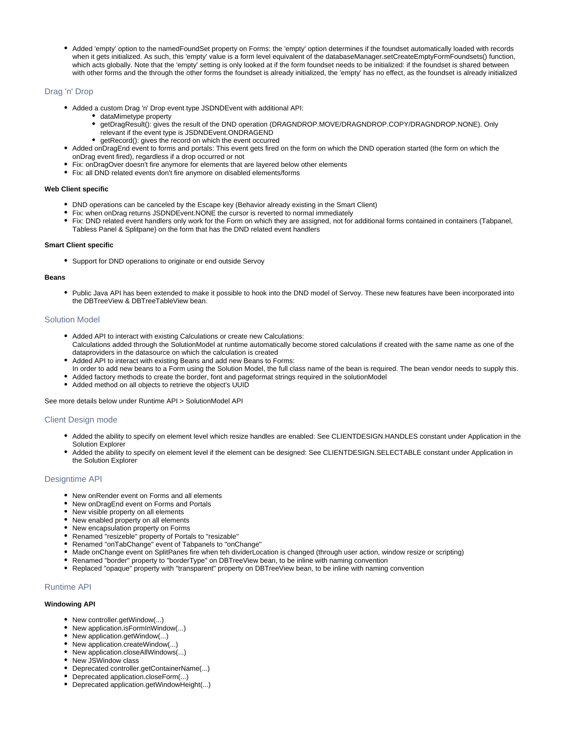- Added 'empty' option to the namedFoundSet property on Forms: the 'empty' option determines if the foundset automatically loaded with records when it gets initialized. As such, this 'empty' value is a form level equivalent of the databaseManager.setCreateEmptyFormFoundsets() function, which acts globally. Note that the 'empty' setting is only looked at if the form foundset needs to be initialized: if the foundset is shared between with other forms and the through the other forms the foundset is already initialized, the 'empty' has no effect, as the foundset is already initialized

## Drag 'n' Drop

- Added a custom Drag 'n' Drop event type JSDNDEvent with additional API:
  - dataMimetype property
  - getDragResult(): gives the result of the DND operation (DRAGNDROP.MOVE/DRAGNDROP.COPY/DRAGNDROP.NONE). Only relevant if the event type is JSDNDEvent.ONDRAGEND
  - getRecord(): gives the record on which the event occurred
- Added onDragEnd event to forms and portals: This event gets fired on the form on which the DND operation started (the form on which the onDrag event fired), regardless if a drop occurred or not
- Fix: onDragOver doesn't fire anymore for elements that are layered below other elements
- Fix: all DND related events don't fire anymore on disabled elements/forms

**Web Client specific**

- DND operations can be canceled by the Escape key (Behavior already existing in the Smart Client)
- Fix: when onDrag returns JSDNDEvent.NONE the cursor is reverted to normal immediately
- Fix: DND related event handlers only work for the Form on which they are assigned, not for additional forms contained in containers (Tabpanel, Tabless Panel & Splitpane) on the form that has the DND related event handlers

**Smart Client specific**

- Support for DND operations to originate or end outside Servoy

**Beans**

- Public Java API has been extended to make it possible to hook into the DND model of Servoy. These new features have been incorporated into the DBTreeView & DBTreeTableView bean.

## Solution Model

- Added API to interact with existing Calculations or create new Calculations:
  Calculations added through the SolutionModel at runtime automatically become stored calculations if created with the same name as one of the dataproviders in the datasource on which the calculation is created
- Added API to interact with existing Beans and add new Beans to Forms:
  In order to add new beans to a Form using the Solution Model, the full class name of the bean is required. The bean vendor needs to supply this.
- Added factory methods to create the border, font and pageformat strings required in the solutionModel
- Added method on all objects to retrieve the object's UUID

See more details below under Runtime API > SolutionModel API

## Client Design mode

- Added the ability to specify on element level which resize handles are enabled: See CLIENTDESIGN.HANDLES constant under Application in the Solution Explorer
- Added the ability to specify on element level if the element can be designed: See CLIENTDESIGN.SELECTABLE constant under Application in the Solution Explorer

## Designtime API

- New onRender event on Forms and all elements
- New onDragEnd event on Forms and Portals
- New visible property on all elements
- New enabled property on all elements
- New encapsulation property on Forms
- Renamed "resizeble" property of Portals to "resizable"
- Renamed "onTabChange" event of Tabpanels to "onChange"
- Made onChange event on SplitPanes fire when teh dividerLocation is changed (through user action, window resize or scripting)
- Renamed "border" property to "borderType" on DBTreeView bean, to be inline with naming convention
- Replaced "opaque" property with "transparent" property on DBTreeView bean, to be inline with naming convention

## Runtime API

**Windowing API**

- New controller.getWindow(...)
- New application.isFormInWindow(...)
- New application.getWindow(...)
- New application.createWindow(...)
- New application.closeAllWindows(...)
- New JSWindow class
- Deprecated controller.getContainerName(...)
- Deprecated application.closeForm(...)
- Deprecated application.getWindowHeight(...)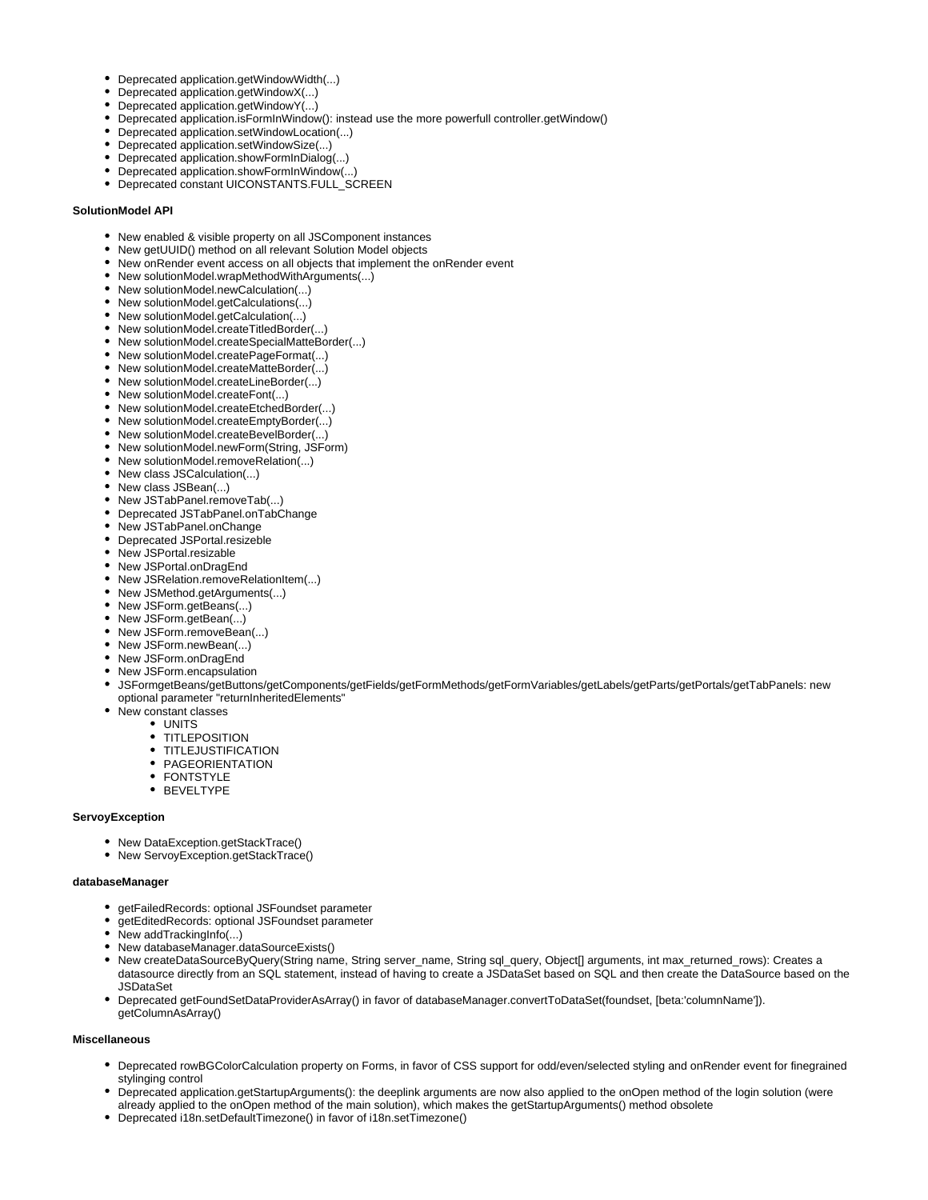- Deprecated application.getWindowWidth(...)
- Deprecated application.getWindowX(...)
- Deprecated application.getWindowY(...)
- Deprecated application.isFormInWindow(): instead use the more powerfull controller.getWindow()
- Deprecated application.setWindowLocation(...)
- Deprecated application.setWindowSize(...)
- Deprecated application.showFormInDialog(...)
- Deprecated application.showFormInWindow(...)
- Deprecated constant UICONSTANTS.FULL_SCREEN

#### SolutionModel API

- New enabled & visible property on all JSComponent instances
- New getUUID() method on all relevant Solution Model objects
- New onRender event access on all objects that implement the onRender event
- New solutionModel.wrapMethodWithArguments(...)
- New solutionModel.newCalculation(...)
- New solutionModel.getCalculations(...)
- New solutionModel.getCalculation(...)
- New solutionModel.createTitledBorder(...)
- New solutionModel.createSpecialMatteBorder(...)
- New solutionModel.createPageFormat(...)
- New solutionModel.createMatteBorder(...)
- New solutionModel.createLineBorder(...)
- New solutionModel.createFont(...)
- New solutionModel.createEtchedBorder(...)
- New solutionModel.createEmptyBorder(...)
- New solutionModel.createBevelBorder(...)
- New solutionModel.newForm(String, JSForm)
- New solutionModel.removeRelation(...)
- New class JSCalculation(...)
- New class JSBean(...)
- New JSTabPanel.removeTab(...)
- Deprecated JSTabPanel.onTabChange
- New JSTabPanel.onChange
- Deprecated JSPortal.resizeble
- New JSPortal.resizable
- New JSPortal.onDragEnd
- New JSRelation.removeRelationItem(...)
- New JSMethod.getArguments(...)
- New JSForm.getBeans(...)
- New JSForm.getBean(...)
- New JSForm.removeBean(...)
- New JSForm.newBean(...)
- New JSForm.onDragEnd
- New JSForm.encapsulation
- JSFormgetBeans/getButtons/getComponents/getFields/getFormMethods/getFormVariables/getLabels/getParts/getPortals/getTabPanels: new optional parameter "returnInheritedElements"
- New constant classes
  - UNITS
  - TITLEPOSITION
  - TITLEJUSTIFICATION
  - PAGEORIENTATION
  - FONTSTYLE
  - BEVELTYPE

#### ServoyException

- New DataException.getStackTrace()
- New ServoyException.getStackTrace()

#### databaseManager

- getFailedRecords: optional JSFoundset parameter
- getEditedRecords: optional JSFoundset parameter
- New addTrackingInfo(...)
- New databaseManager.dataSourceExists()
- New createDataSourceByQuery(String name, String server_name, String sql_query, Object[] arguments, int max_returned_rows): Creates a datasource directly from an SQL statement, instead of having to create a JSDataSet based on SQL and then create the DataSource based on the JSDataSet
- Deprecated getFoundSetDataProviderAsArray() in favor of databaseManager.convertToDataSet(foundset, [beta:'columnName']).getColumnAsArray()

#### Miscellaneous

- Deprecated rowBGColorCalculation property on Forms, in favor of CSS support for odd/even/selected styling and onRender event for finegrained stylinging control
- Deprecated application.getStartupArguments(): the deeplink arguments are now also applied to the onOpen method of the login solution (were already applied to the onOpen method of the main solution), which makes the getStartupArguments() method obsolete
- Deprecated i18n.setDefaultTimezone() in favor of i18n.setTimezone()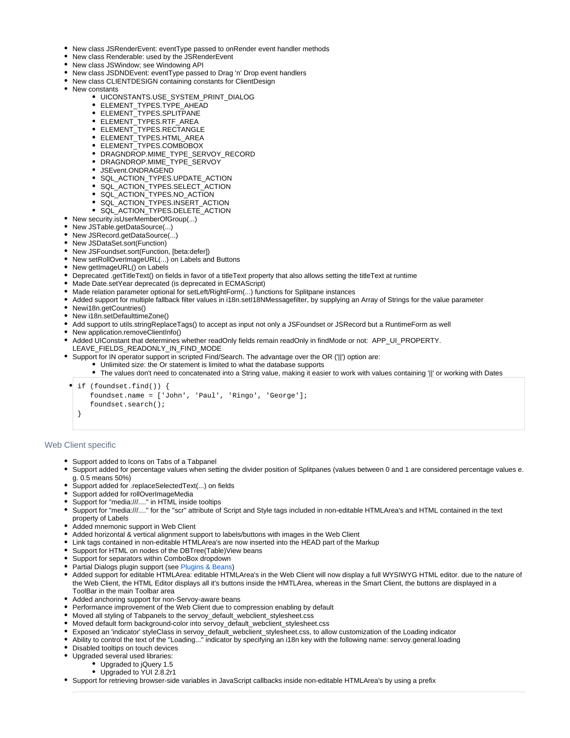- New class JSRenderEvent: eventType passed to onRender event handler methods
- New class Renderable: used by the JSRenderEvent
- New class JSWindow; see Windowing API
- New class JSDNDEvent: eventType passed to Drag 'n' Drop event handlers
- New class CLIENTDESIGN containing constants for ClientDesign
- New constants
  - UICONSTANTS.USE_SYSTEM_PRINT_DIALOG
  - ELEMENT_TYPES.TYPE_AHEAD
  - ELEMENT_TYPES.SPLITPANE
  - ELEMENT_TYPES.RTF_AREA
  - ELEMENT_TYPES.RECTANGLE
  - ELEMENT_TYPES.HTML_AREA
  - ELEMENT_TYPES.COMBOBOX
  - DRAGNDROP.MIME_TYPE_SERVOY_RECORD
  - DRAGNDROP.MIME_TYPE_SERVOY
  - JSEvent.ONDRAGEND
  - SQL_ACTION_TYPES.UPDATE_ACTION
  - SQL_ACTION_TYPES.SELECT_ACTION
  - SQL_ACTION_TYPES.NO_ACTION
  - SQL_ACTION_TYPES.INSERT_ACTION
  - SQL_ACTION_TYPES.DELETE_ACTION
- New security.isUserMemberOfGroup(...)
- New JSTable.getDataSource(...)
- New JSRecord.getDataSource(...)
- New JSDataSet.sort(Function)
- New JSFoundset.sort(Function, [beta:defer])
- New setRollOverImageURL(...) on Labels and Buttons
- New getImageURL() on Labels
- Deprecated .getTitleText() on fields in favor of a titleText property that also allows setting the titleText at runtime
- Made Date.setYear deprecated (is deprecated in ECMAScript)
- Made relation parameter optional for setLeft/RightForm(...) functions for Splitpane instances
- Added support for multiple fallback filter values in i18n.setI18NMessagefilter, by supplying an Array of Strings for the value parameter
- Newi18n.getCountries()
- New i18n.setDefaulttimeZone()
- Add support to utils.stringReplaceTags() to accept as input not only a JSFoundset or JSRecord but a RuntimeForm as well
- New application.removeClientInfo()
- Added UIConstant that determines whether readOnly fields remain readOnly in findMode or not: APP_UI_PROPERTY.LEAVE_FIELDS_READONLY_IN_FIND_MODE
- Support for IN operator support in scripted Find/Search. The advantage over the OR ('||') option are:
  - Unlimited size: the Or statement is limited to what the database supports
  - The values don't need to concatenated into a String value, making it easier to work with values containing '||' or working with Dates

```
if (foundset.find()) {
   foundset.name = ['John', 'Paul', 'Ringo', 'George'];
   foundset.search();
}
```

## Web Client specific

- Support added to Icons on Tabs of a Tabpanel
- Support added for percentage values when setting the divider position of Splitpanes (values between 0 and 1 are considered percentage values e.g. 0.5 means 50%)
- Support added for .replaceSelectedText(...) on fields
- Support added for rollOverImageMedia
- Support for "media:///...." in HTML inside tooltips
- Support for "media:///...." for the "scr" attribute of Script and Style tags included in non-editable HTMLArea's and HTML contained in the text property of Labels
- Added mnemonic support in Web Client
- Added horizontal & vertical alignment support to labels/buttons with images in the Web Client
- Link tags contained in non-editable HTMLArea's are now inserted into the HEAD part of the Markup
- Support for HTML on nodes of the DBTree(Table)View beans
- Support for separators within ComboBox dropdown
- Partial Dialogs plugin support (see Plugins & Beans)
- Added support for editable HTMLArea: editable HTMLArea's in the Web Client will now display a full WYSIWYG HTML editor. due to the nature of the Web Client, the HTML Editor displays all it's buttons inside the HMTLArea, whereas in the Smart Client, the buttons are displayed in a ToolBar in the main Toolbar area
- Added anchoring support for non-Servoy-aware beans
- Performance improvement of the Web Client due to compression enabling by default
- Moved all styling of Tabpanels to the servoy_default_webclient_stylesheet.css
- Moved default form background-color into servoy_default_webclient_stylesheet.css
- Exposed an 'indicator' styleClass in servoy_default_webclient_stylesheet.css, to allow customization of the Loading indicator
- Ability to control the text of the "Loading..." indicator by specifying an i18n key with the following name: servoy.general.loading
- Disabled tooltips on touch devices
- Upgraded several used libraries:
  - Upgraded to jQuery 1.5
  - Upgraded to YUI 2.8.2r1
- Support for retrieving browser-side variables in JavaScript callbacks inside non-editable HTMLArea's by using a prefix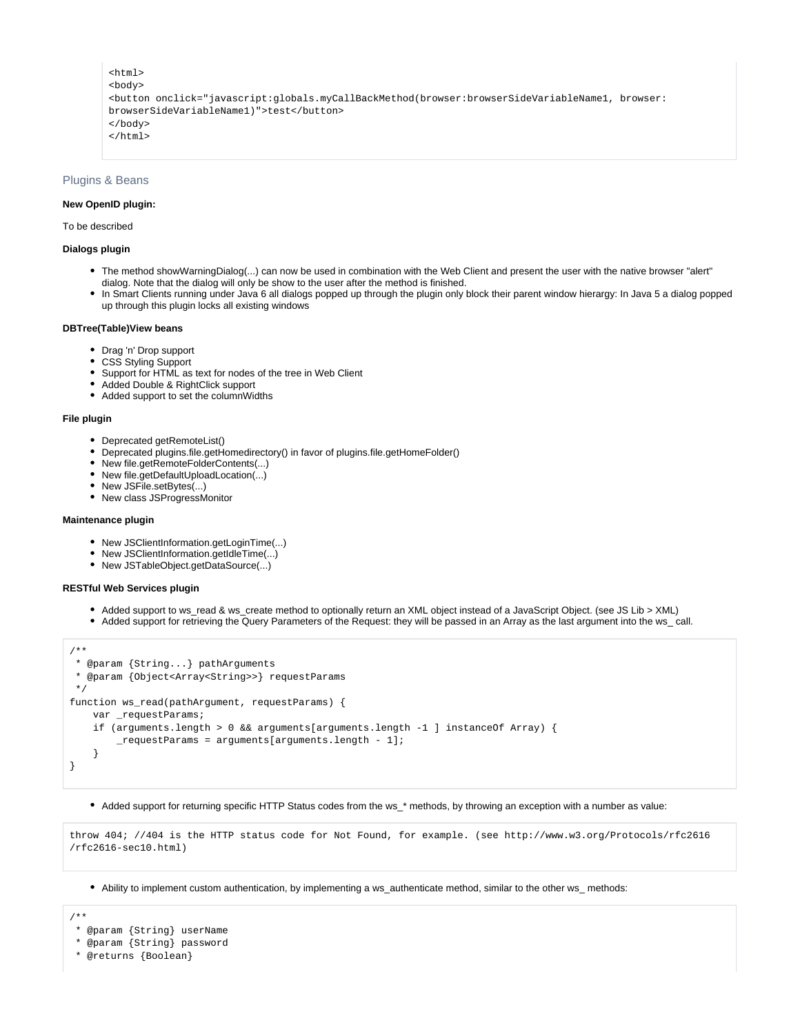```
<html>
<body>
<button onclick="javascript:globals.myCallBackMethod(browser:browserSideVariableName1, browser:
browserSideVariableName1)">test</button>
</body>
</html>
```

### Plugins & Beans

**New OpenID plugin:**

To be described

**Dialogs plugin**

- The method showWarningDialog(...) can now be used in combination with the Web Client and present the user with the native browser "alert" dialog. Note that the dialog will only be show to the user after the method is finished.
- In Smart Clients running under Java 6 all dialogs popped up through the plugin only block their parent window hierargy: In Java 5 a dialog popped up through this plugin locks all existing windows

**DBTree(Table)View beans**

- Drag 'n' Drop support
- CSS Styling Support
- Support for HTML as text for nodes of the tree in Web Client
- Added Double & RightClick support
- Added support to set the columnWidths

**File plugin**

- Deprecated getRemoteList()
- Deprecated plugins.file.getHomedirectory() in favor of plugins.file.getHomeFolder()
- New file.getRemoteFolderContents(...)
- New file.getDefaultUploadLocation(...)
- New JSFile.setBytes(...)
- New class JSProgressMonitor

**Maintenance plugin**

- New JSClientInformation.getLoginTime(...)
- New JSClientInformation.getIdleTime(...)
- New JSTableObject.getDataSource(...)

**RESTful Web Services plugin**

- Added support to ws_read & ws_create method to optionally return an XML object instead of a JavaScript Object. (see JS Lib > XML)
- Added support for retrieving the Query Parameters of the Request: they will be passed in an Array as the last argument into the ws_ call.

```
/**
 * @param {String...} pathArguments
 * @param {Object<Array<String>>} requestParams
 */
function ws_read(pathArgument, requestParams) {
    var _requestParams;
    if (arguments.length > 0 && arguments[arguments.length -1 ] instanceOf Array) {
        _requestParams = arguments[arguments.length - 1];
    }
}
```

- Added support for returning specific HTTP Status codes from the ws_* methods, by throwing an exception with a number as value:

```
throw 404; //404 is the HTTP status code for Not Found, for example. (see http://www.w3.org/Protocols/rfc2616
/rfc2616-sec10.html)
```

- Ability to implement custom authentication, by implementing a ws_authenticate method, similar to the other ws_ methods:

```
/**
 * @param {String} userName
 * @param {String} password
 * @returns {Boolean}
```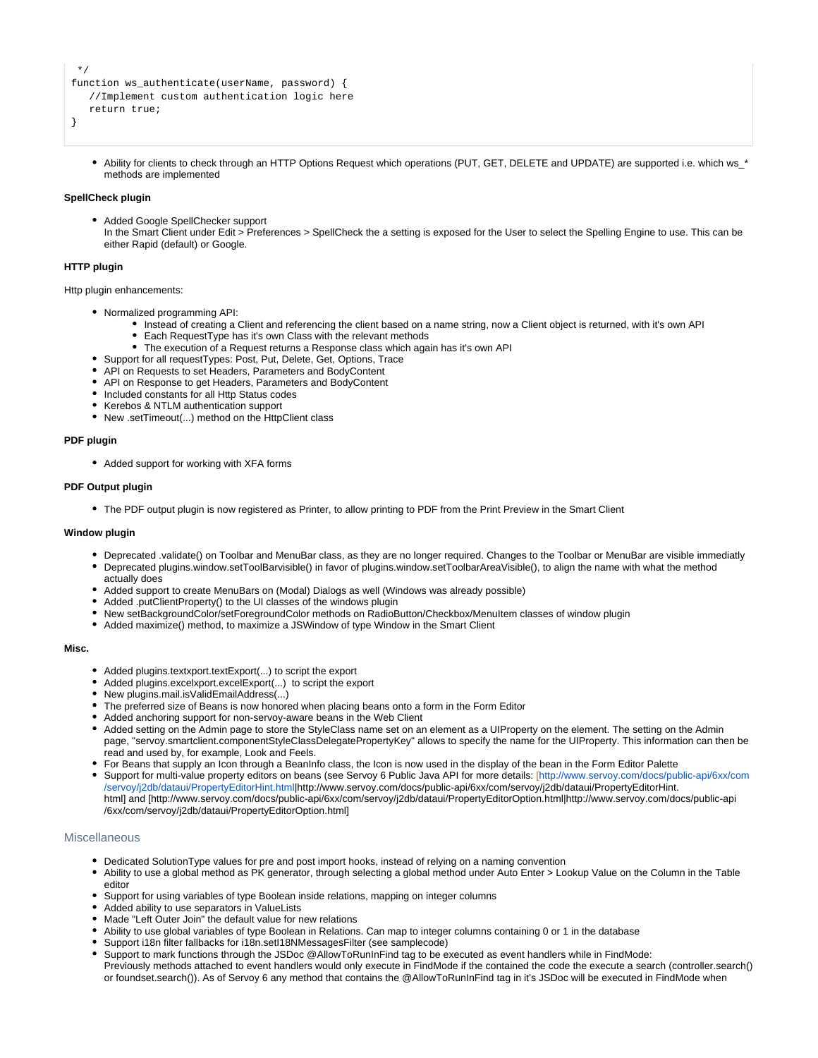```
 */
function ws_authenticate(userName, password) {
   //Implement custom authentication logic here
   return true;
}
```

- Ability for clients to check through an HTTP Options Request which operations (PUT, GET, DELETE and UPDATE) are supported i.e. which ws_* methods are implemented

**SpellCheck plugin**

- Added Google SpellChecker support
  In the Smart Client under Edit > Preferences > SpellCheck the a setting is exposed for the User to select the Spelling Engine to use. This can be either Rapid (default) or Google.

**HTTP plugin**

Http plugin enhancements:

- Normalized programming API:
  - Instead of creating a Client and referencing the client based on a name string, now a Client object is returned, with it's own API
  - Each RequestType has it's own Class with the relevant methods
  - The execution of a Request returns a Response class which again has it's own API
- Support for all requestTypes: Post, Put, Delete, Get, Options, Trace
- API on Requests to set Headers, Parameters and BodyContent
- API on Response to get Headers, Parameters and BodyContent
- Included constants for all Http Status codes
- Kerebos & NTLM authentication support
- New .setTimeout(...) method on the HttpClient class

**PDF plugin**

- Added support for working with XFA forms

**PDF Output plugin**

- The PDF output plugin is now registered as Printer, to allow printing to PDF from the Print Preview in the Smart Client

**Window plugin**

- Deprecated .validate() on Toolbar and MenuBar class, as they are no longer required. Changes to the Toolbar or MenuBar are visible immediatly
- Deprecated plugins.window.setToolBarvisible() in favor of plugins.window.setToolbarAreaVisible(), to align the name with what the method actually does
- Added support to create MenuBars on (Modal) Dialogs as well (Windows was already possible)
- Added .putClientProperty() to the UI classes of the windows plugin
- New setBackgroundColor/setForegroundColor methods on RadioButton/Checkbox/MenuItem classes of window plugin
- Added maximize() method, to maximize a JSWindow of type Window in the Smart Client

**Misc.**

- Added plugins.textxport.textExport(...) to script the export
- Added plugins.excelxport.excelExport(...)  to script the export
- New plugins.mail.isValidEmailAddress(...)
- The preferred size of Beans is now honored when placing beans onto a form in the Form Editor
- Added anchoring support for non-servoy-aware beans in the Web Client
- Added setting on the Admin page to store the StyleClass name set on an element as a UIProperty on the element. The setting on the Admin page, "servoy.smartclient.componentStyleClassDelegatePropertyKey" allows to specify the name for the UIProperty. This information can then be read and used by, for example, Look and Feels.
- For Beans that supply an Icon through a BeanInfo class, the Icon is now used in the display of the bean in the Form Editor Palette
- Support for multi-value property editors on beans (see Servoy 6 Public Java API for more details: [http://www.servoy.com/docs/public-api/6xx/com/servoy/j2db/dataui/PropertyEditorHint.html|http://www.servoy.com/docs/public-api/6xx/com/servoy/j2db/dataui/PropertyEditorHint.html] and [http://www.servoy.com/docs/public-api/6xx/com/servoy/j2db/dataui/PropertyEditorOption.html|http://www.servoy.com/docs/public-api/6xx/com/servoy/j2db/dataui/PropertyEditorOption.html]

### Miscellaneous

- Dedicated SolutionType values for pre and post import hooks, instead of relying on a naming convention
- Ability to use a global method as PK generator, through selecting a global method under Auto Enter > Lookup Value on the Column in the Table editor
- Support for using variables of type Boolean inside relations, mapping on integer columns
- Added ability to use separators in ValueLists
- Made "Left Outer Join" the default value for new relations
- Ability to use global variables of type Boolean in Relations. Can map to integer columns containing 0 or 1 in the database
- Support i18n filter fallbacks for i18n.setI18NMessagesFilter (see samplecode)
- Support to mark functions through the JSDoc @AllowToRunInFind tag to be executed as event handlers while in FindMode:
  Previously methods attached to event handlers would only execute in FindMode if the contained the code the execute a search (controller.search() or foundset.search()). As of Servoy 6 any method that contains the @AllowToRunInFind tag in it's JSDoc will be executed in FindMode when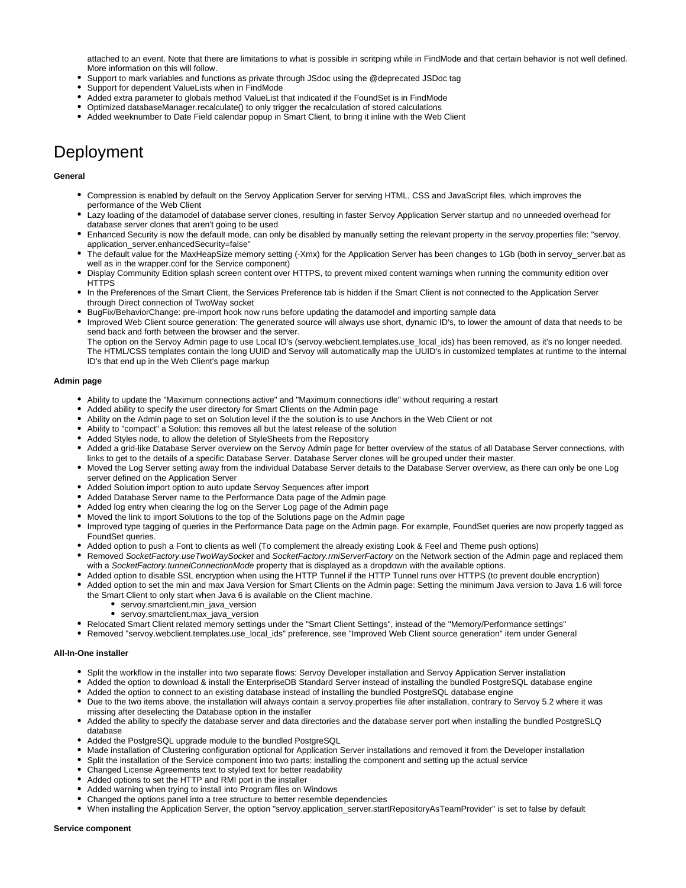attached to an event. Note that there are limitations to what is possible in scritping while in FindMode and that certain behavior is not well defined. More information on this will follow.

- Support to mark variables and functions as private through JSdoc using the @deprecated JSDoc tag
- Support for dependent ValueLists when in FindMode
- Added extra parameter to globals method ValueList that indicated if the FoundSet is in FindMode
- Optimized databaseManager.recalculate() to only trigger the recalculation of stored calculations
- Added weeknumber to Date Field calendar popup in Smart Client, to bring it inline with the Web Client

# Deployment

**General**

- Compression is enabled by default on the Servoy Application Server for serving HTML, CSS and JavaScript files, which improves the performance of the Web Client
- Lazy loading of the datamodel of database server clones, resulting in faster Servoy Application Server startup and no unneeded overhead for database server clones that aren't going to be used
- Enhanced Security is now the default mode, can only be disabled by manually setting the relevant property in the servoy.properties file: "servoy.application_server.enhancedSecurity=false"
- The default value for the MaxHeapSize memory setting (-Xmx) for the Application Server has been changes to 1Gb (both in servoy_server.bat as well as in the wrapper.conf for the Service component)
- Display Community Edition splash screen content over HTTPS, to prevent mixed content warnings when running the community edition over HTTPS
- In the Preferences of the Smart Client, the Services Preference tab is hidden if the Smart Client is not connected to the Application Server through Direct connection of TwoWay socket
- BugFix/BehaviorChange: pre-import hook now runs before updating the datamodel and importing sample data
- Improved Web Client source generation: The generated source will always use short, dynamic ID's, to lower the amount of data that needs to be send back and forth between the browser and the server.
  The option on the Servoy Admin page to use Local ID's (servoy.webclient.templates.use_local_ids) has been removed, as it's no longer needed. The HTML/CSS templates contain the long UUID and Servoy will automatically map the UUID's in customized templates at runtime to the internal ID's that end up in the Web Client's page markup

**Admin page**

- Ability to update the "Maximum connections active" and "Maximum connections idle" without requiring a restart
- Added ability to specify the user directory for Smart Clients on the Admin page
- Ability on the Admin page to set on Solution level if the the solution is to use Anchors in the Web Client or not
- Ability to "compact" a Solution: this removes all but the latest release of the solution
- Added Styles node, to allow the deletion of StyleSheets from the Repository
- Added a grid-like Database Server overview on the Servoy Admin page for better overview of the status of all Database Server connections, with links to get to the details of a specific Database Server. Database Server clones will be grouped under their master.
- Moved the Log Server setting away from the individual Database Server details to the Database Server overview, as there can only be one Log server defined on the Application Server
- Added Solution import option to auto update Servoy Sequences after import
- Added Database Server name to the Performance Data page of the Admin page
- Added log entry when clearing the log on the Server Log page of the Admin page
- Moved the link to import Solutions to the top of the Solutions page on the Admin page
- Improved type tagging of queries in the Performance Data page on the Admin page. For example, FoundSet queries are now properly tagged as FoundSet queries.
- Added option to push a Font to clients as well (To complement the already existing Look & Feel and Theme push options)
- Removed *SocketFactory.useTwoWaySocket* and *SocketFactory.rmiServerFactory* on the Network section of the Admin page and replaced them with a *SocketFactory.tunnelConnectionMode* property that is displayed as a dropdown with the available options.
- Added option to disable SSL encryption when using the HTTP Tunnel if the HTTP Tunnel runs over HTTPS (to prevent double encryption)
- Added option to set the min and max Java Version for Smart Clients on the Admin page: Setting the minimum Java version to Java 1.6 will force the Smart Client to only start when Java 6 is available on the Client machine.
  - servoy.smartclient.min_java_version
  - servoy.smartclient.max_java_version
- Relocated Smart Client related memory settings under the "Smart Client Settings", instead of the "Memory/Performance settings"
- Removed "servoy.webclient.templates.use_local_ids" preference, see "Improved Web Client source generation" item under General

**All-In-One installer**

- Split the workflow in the installer into two separate flows: Servoy Developer installation and Servoy Application Server installation
- Added the option to download & install the EnterpriseDB Standard Server instead of installing the bundled PostgreSQL database engine
- Added the option to connect to an existing database instead of installing the bundled PostgreSQL database engine
- Due to the two items above, the installation will always contain a servoy.properties file after installation, contrary to Servoy 5.2 where it was missing after deselecting the Database option in the installer
- Added the ability to specify the database server and data directories and the database server port when installing the bundled PostgreSLQ database
- Added the PostgreSQL upgrade module to the bundled PostgreSQL
- Made installation of Clustering configuration optional for Application Server installations and removed it from the Developer installation
- Split the installation of the Service component into two parts: installing the component and setting up the actual service
- Changed License Agreements text to styled text for better readability
- Added options to set the HTTP and RMI port in the installer
- Added warning when trying to install into Program files on Windows
- Changed the options panel into a tree structure to better resemble dependencies
- When installing the Application Server, the option "servoy.application_server.startRepositoryAsTeamProvider" is set to false by default

**Service component**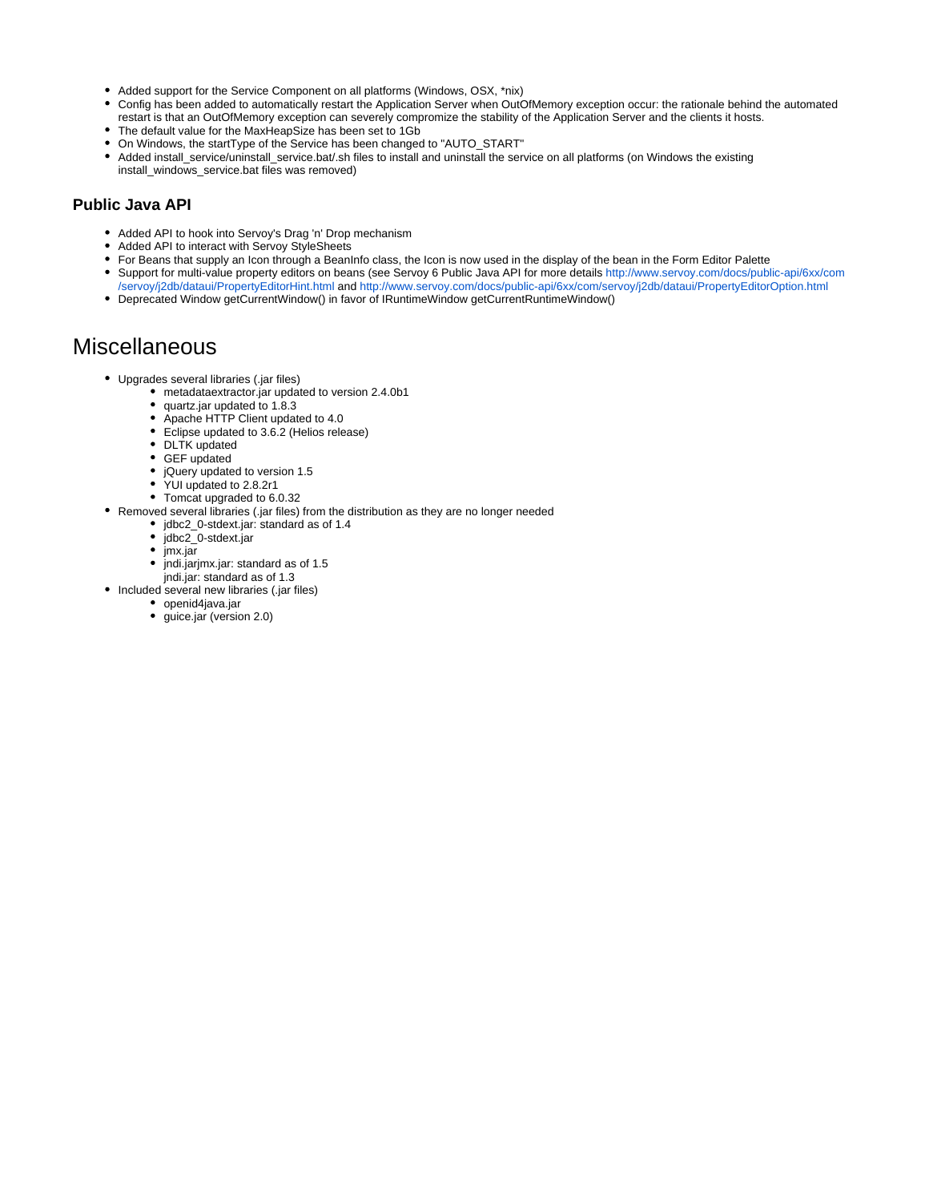- Added support for the Service Component on all platforms (Windows, OSX, *nix)
- Config has been added to automatically restart the Application Server when OutOfMemory exception occur: the rationale behind the automated restart is that an OutOfMemory exception can severely compromize the stability of the Application Server and the clients it hosts.
- The default value for the MaxHeapSize has been set to 1Gb
- On Windows, the startType of the Service has been changed to "AUTO_START"
- Added install_service/uninstall_service.bat/.sh files to install and uninstall the service on all platforms (on Windows the existing install_windows_service.bat files was removed)

### Public Java API

- Added API to hook into Servoy's Drag 'n' Drop mechanism
- Added API to interact with Servoy StyleSheets
- For Beans that supply an Icon through a BeanInfo class, the Icon is now used in the display of the bean in the Form Editor Palette
- Support for multi-value property editors on beans (see Servoy 6 Public Java API for more details http://www.servoy.com/docs/public-api/6xx/com/servoy/j2db/dataui/PropertyEditorHint.html and http://www.servoy.com/docs/public-api/6xx/com/servoy/j2db/dataui/PropertyEditorOption.html
- Deprecated Window getCurrentWindow() in favor of IRuntimeWindow getCurrentRuntimeWindow()

# Miscellaneous

- Upgrades several libraries (.jar files)
  - metadataextractor.jar updated to version 2.4.0b1
  - quartz.jar updated to 1.8.3
  - Apache HTTP Client updated to 4.0
  - Eclipse updated to 3.6.2 (Helios release)
  - DLTK updated
  - GEF updated
  - jQuery updated to version 1.5
  - YUI updated to 2.8.2r1
  - Tomcat upgraded to 6.0.32
- Removed several libraries (.jar files) from the distribution as they are no longer needed
  - jdbc2_0-stdext.jar: standard as of 1.4
  - jdbc2_0-stdext.jar
  - jmx.jar
  - jndi.jarjmx.jar: standard as of 1.5
    jndi.jar: standard as of 1.3
- Included several new libraries (.jar files)
  - openid4java.jar
  - guice.jar (version 2.0)